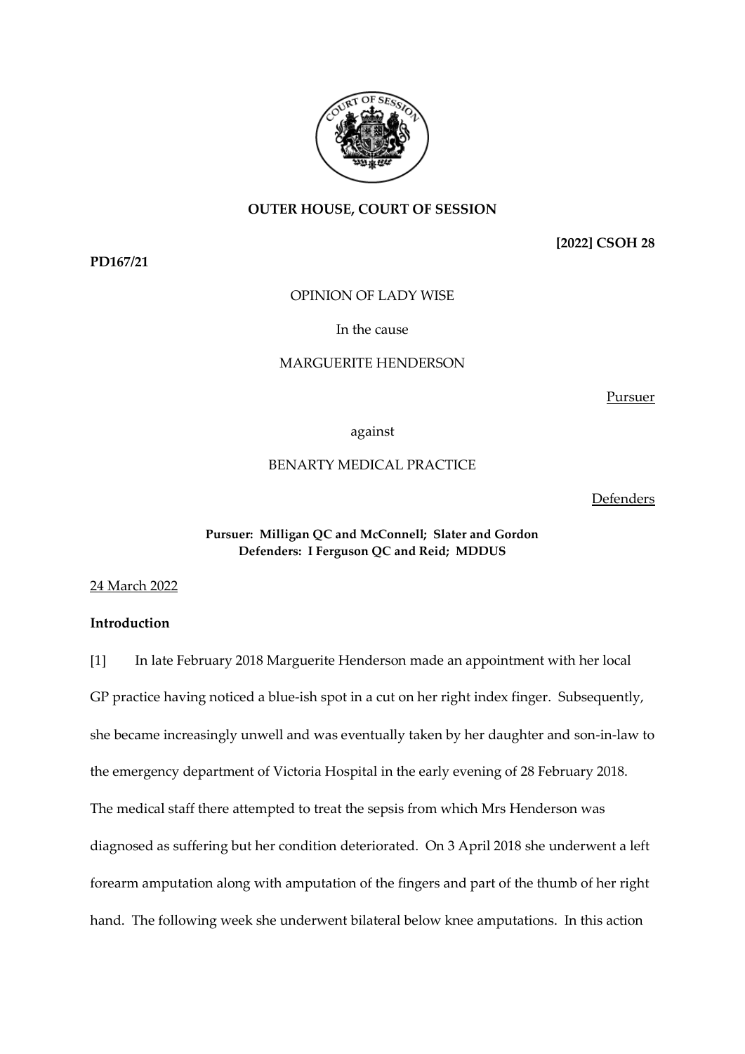**OUTER HOUSE, COURT OF SESSION**

**[2022] CSOH 28**

**PD167/21**

OPINION OF LADY WISE

In the cause

MARGUERITE HENDERSON

Pursuer

against

BENARTY MEDICAL PRACTICE

Defenders

**Pursuer: Milligan QC and McConnell; Slater and Gordon**
**Defenders: I Ferguson QC and Reid; MDDUS**

24 March 2022

**Introduction**

[1] In late February 2018 Marguerite Henderson made an appointment with her local GP practice having noticed a blue-ish spot in a cut on her right index finger. Subsequently, she became increasingly unwell and was eventually taken by her daughter and son-in-law to the emergency department of Victoria Hospital in the early evening of 28 February 2018. The medical staff there attempted to treat the sepsis from which Mrs Henderson was diagnosed as suffering but her condition deteriorated. On 3 April 2018 she underwent a left forearm amputation along with amputation of the fingers and part of the thumb of her right hand. The following week she underwent bilateral below knee amputations. In this action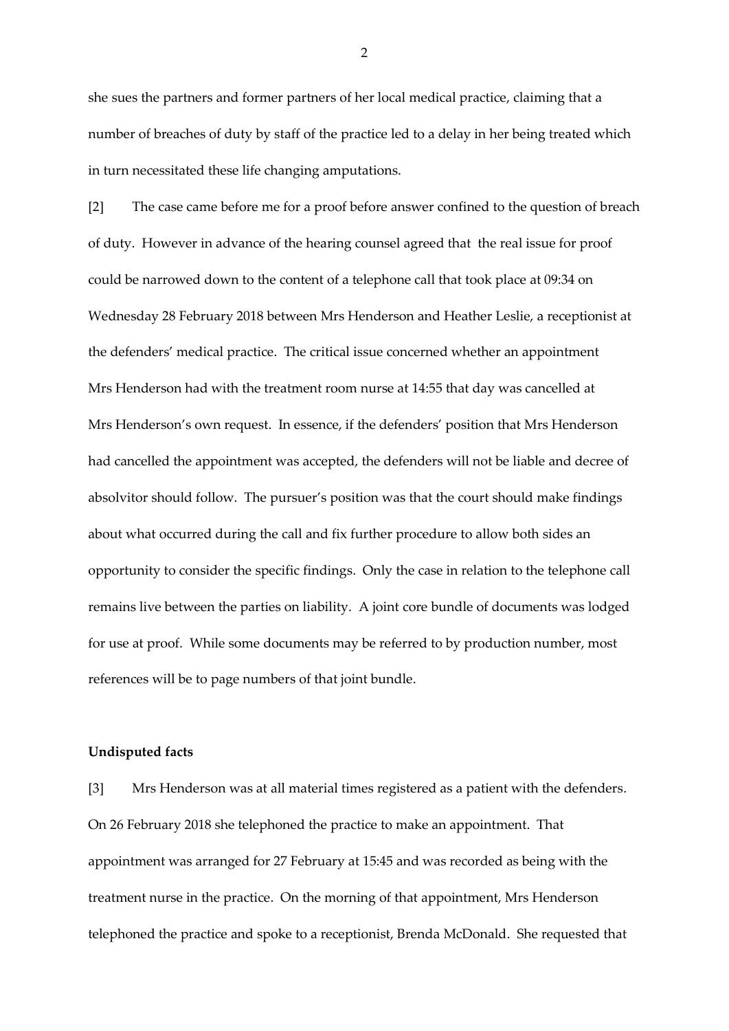she sues the partners and former partners of her local medical practice, claiming that a number of breaches of duty by staff of the practice led to a delay in her being treated which in turn necessitated these life changing amputations.

[2] The case came before me for a proof before answer confined to the question of breach of duty. However in advance of the hearing counsel agreed that the real issue for proof could be narrowed down to the content of a telephone call that took place at 09:34 on Wednesday 28 February 2018 between Mrs Henderson and Heather Leslie, a receptionist at the defenders' medical practice. The critical issue concerned whether an appointment Mrs Henderson had with the treatment room nurse at 14:55 that day was cancelled at Mrs Henderson's own request. In essence, if the defenders' position that Mrs Henderson had cancelled the appointment was accepted, the defenders will not be liable and decree of absolvitor should follow. The pursuer's position was that the court should make findings about what occurred during the call and fix further procedure to allow both sides an opportunity to consider the specific findings. Only the case in relation to the telephone call remains live between the parties on liability. A joint core bundle of documents was lodged for use at proof. While some documents may be referred to by production number, most references will be to page numbers of that joint bundle.

**Undisputed facts**

[3] Mrs Henderson was at all material times registered as a patient with the defenders. On 26 February 2018 she telephoned the practice to make an appointment. That appointment was arranged for 27 February at 15:45 and was recorded as being with the treatment nurse in the practice. On the morning of that appointment, Mrs Henderson telephoned the practice and spoke to a receptionist, Brenda McDonald. She requested that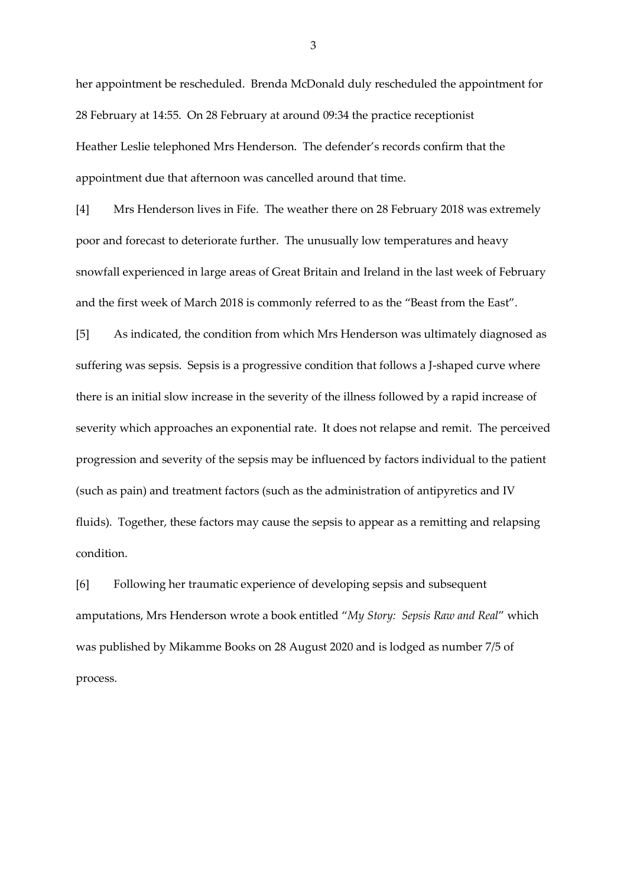her appointment be rescheduled. Brenda McDonald duly rescheduled the appointment for 28 February at 14:55. On 28 February at around 09:34 the practice receptionist Heather Leslie telephoned Mrs Henderson. The defender's records confirm that the appointment due that afternoon was cancelled around that time.

[4] Mrs Henderson lives in Fife. The weather there on 28 February 2018 was extremely poor and forecast to deteriorate further. The unusually low temperatures and heavy snowfall experienced in large areas of Great Britain and Ireland in the last week of February and the first week of March 2018 is commonly referred to as the "Beast from the East".

[5] As indicated, the condition from which Mrs Henderson was ultimately diagnosed as suffering was sepsis. Sepsis is a progressive condition that follows a J-shaped curve where there is an initial slow increase in the severity of the illness followed by a rapid increase of severity which approaches an exponential rate. It does not relapse and remit. The perceived progression and severity of the sepsis may be influenced by factors individual to the patient (such as pain) and treatment factors (such as the administration of antipyretics and IV fluids). Together, these factors may cause the sepsis to appear as a remitting and relapsing condition.

[6] Following her traumatic experience of developing sepsis and subsequent amputations, Mrs Henderson wrote a book entitled "*My Story: Sepsis Raw and Real*" which was published by Mikamme Books on 28 August 2020 and is lodged as number 7/5 of process.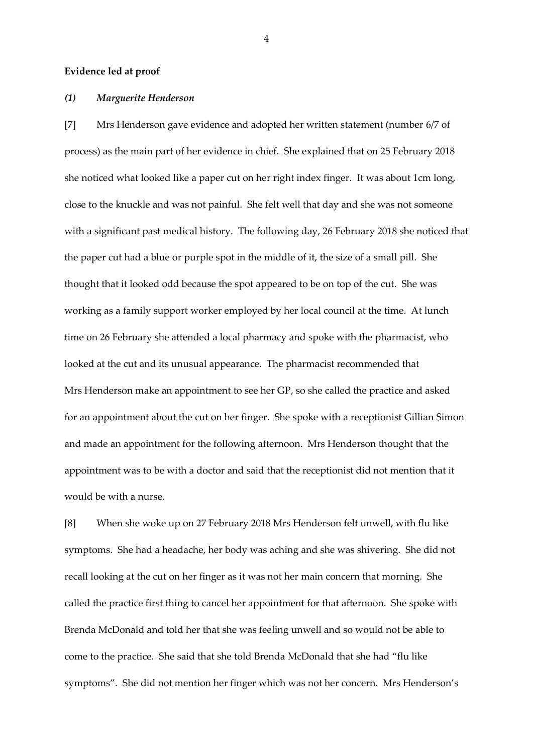**Evidence led at proof**

***(1) Marguerite Henderson***

[7] Mrs Henderson gave evidence and adopted her written statement (number 6/7 of process) as the main part of her evidence in chief. She explained that on 25 February 2018 she noticed what looked like a paper cut on her right index finger. It was about 1cm long, close to the knuckle and was not painful. She felt well that day and she was not someone with a significant past medical history. The following day, 26 February 2018 she noticed that the paper cut had a blue or purple spot in the middle of it, the size of a small pill. She thought that it looked odd because the spot appeared to be on top of the cut. She was working as a family support worker employed by her local council at the time. At lunch time on 26 February she attended a local pharmacy and spoke with the pharmacist, who looked at the cut and its unusual appearance. The pharmacist recommended that Mrs Henderson make an appointment to see her GP, so she called the practice and asked for an appointment about the cut on her finger. She spoke with a receptionist Gillian Simon and made an appointment for the following afternoon. Mrs Henderson thought that the appointment was to be with a doctor and said that the receptionist did not mention that it would be with a nurse.

[8] When she woke up on 27 February 2018 Mrs Henderson felt unwell, with flu like symptoms. She had a headache, her body was aching and she was shivering. She did not recall looking at the cut on her finger as it was not her main concern that morning. She called the practice first thing to cancel her appointment for that afternoon. She spoke with Brenda McDonald and told her that she was feeling unwell and so would not be able to come to the practice. She said that she told Brenda McDonald that she had "flu like symptoms". She did not mention her finger which was not her concern. Mrs Henderson's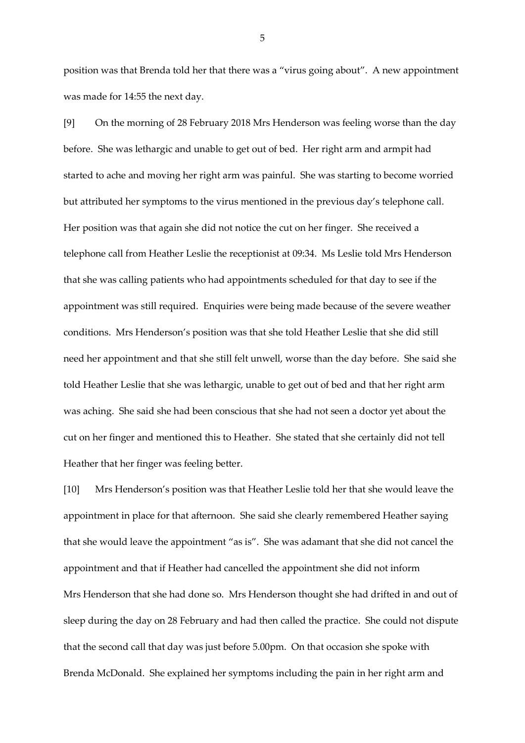position was that Brenda told her that there was a "virus going about". A new appointment was made for 14:55 the next day.

[9] On the morning of 28 February 2018 Mrs Henderson was feeling worse than the day before. She was lethargic and unable to get out of bed. Her right arm and armpit had started to ache and moving her right arm was painful. She was starting to become worried but attributed her symptoms to the virus mentioned in the previous day's telephone call. Her position was that again she did not notice the cut on her finger. She received a telephone call from Heather Leslie the receptionist at 09:34. Ms Leslie told Mrs Henderson that she was calling patients who had appointments scheduled for that day to see if the appointment was still required. Enquiries were being made because of the severe weather conditions. Mrs Henderson's position was that she told Heather Leslie that she did still need her appointment and that she still felt unwell, worse than the day before. She said she told Heather Leslie that she was lethargic, unable to get out of bed and that her right arm was aching. She said she had been conscious that she had not seen a doctor yet about the cut on her finger and mentioned this to Heather. She stated that she certainly did not tell Heather that her finger was feeling better.

[10] Mrs Henderson's position was that Heather Leslie told her that she would leave the appointment in place for that afternoon. She said she clearly remembered Heather saying that she would leave the appointment "as is". She was adamant that she did not cancel the appointment and that if Heather had cancelled the appointment she did not inform Mrs Henderson that she had done so. Mrs Henderson thought she had drifted in and out of sleep during the day on 28 February and had then called the practice. She could not dispute that the second call that day was just before 5.00pm. On that occasion she spoke with Brenda McDonald. She explained her symptoms including the pain in her right arm and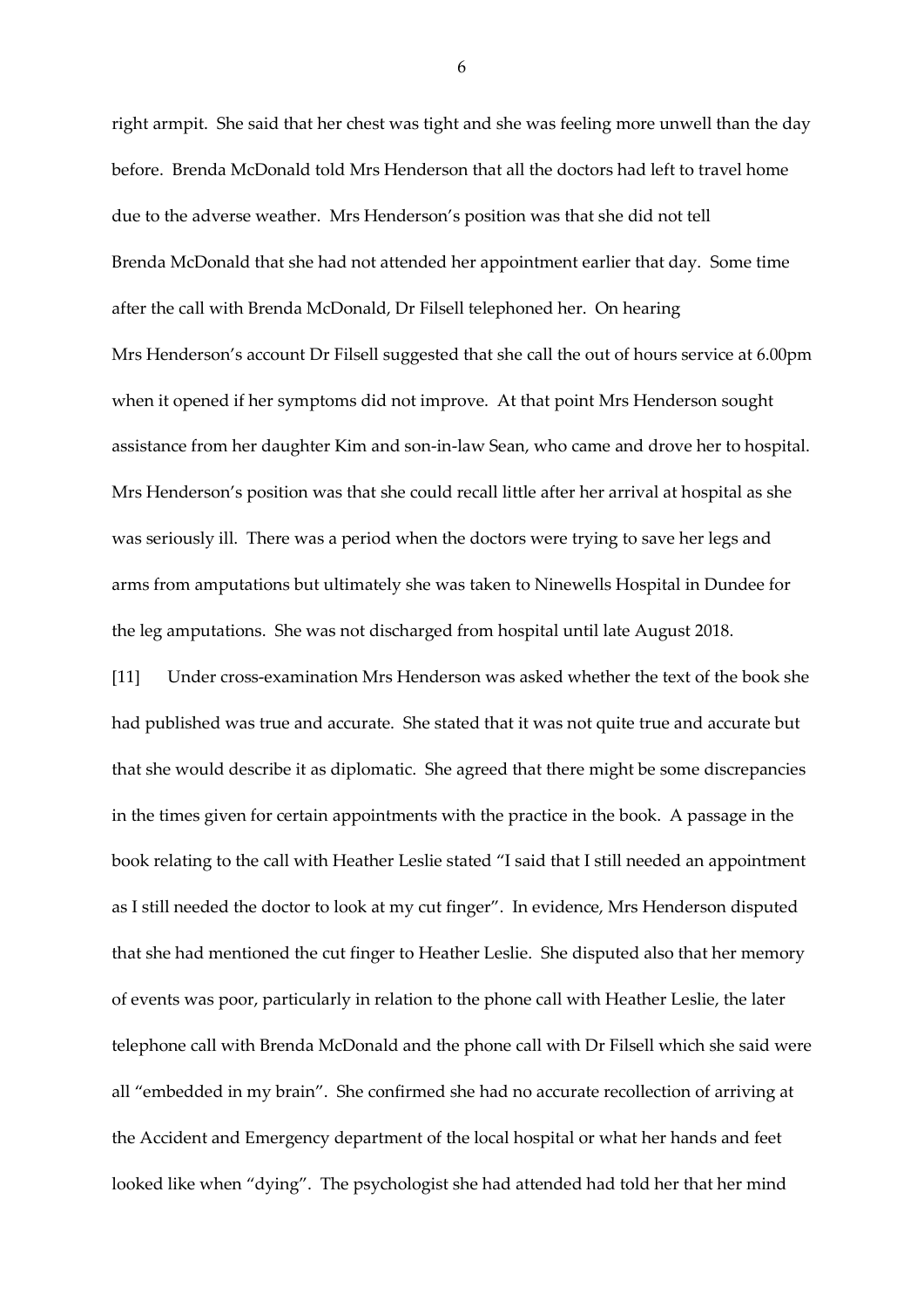right armpit. She said that her chest was tight and she was feeling more unwell than the day before. Brenda McDonald told Mrs Henderson that all the doctors had left to travel home due to the adverse weather. Mrs Henderson's position was that she did not tell Brenda McDonald that she had not attended her appointment earlier that day. Some time after the call with Brenda McDonald, Dr Filsell telephoned her. On hearing Mrs Henderson's account Dr Filsell suggested that she call the out of hours service at 6.00pm when it opened if her symptoms did not improve. At that point Mrs Henderson sought assistance from her daughter Kim and son-in-law Sean, who came and drove her to hospital. Mrs Henderson's position was that she could recall little after her arrival at hospital as she was seriously ill. There was a period when the doctors were trying to save her legs and arms from amputations but ultimately she was taken to Ninewells Hospital in Dundee for the leg amputations. She was not discharged from hospital until late August 2018.

[11] Under cross-examination Mrs Henderson was asked whether the text of the book she had published was true and accurate. She stated that it was not quite true and accurate but that she would describe it as diplomatic. She agreed that there might be some discrepancies in the times given for certain appointments with the practice in the book. A passage in the book relating to the call with Heather Leslie stated "I said that I still needed an appointment as I still needed the doctor to look at my cut finger". In evidence, Mrs Henderson disputed that she had mentioned the cut finger to Heather Leslie. She disputed also that her memory of events was poor, particularly in relation to the phone call with Heather Leslie, the later telephone call with Brenda McDonald and the phone call with Dr Filsell which she said were all "embedded in my brain". She confirmed she had no accurate recollection of arriving at the Accident and Emergency department of the local hospital or what her hands and feet looked like when "dying". The psychologist she had attended had told her that her mind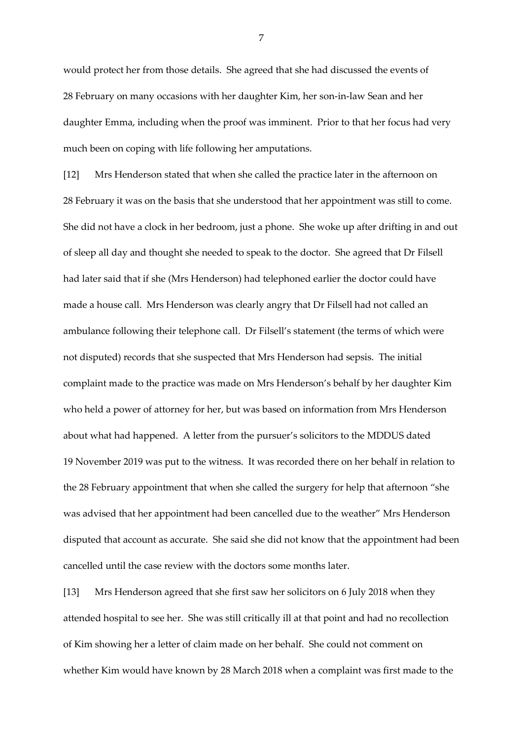would protect her from those details. She agreed that she had discussed the events of 28 February on many occasions with her daughter Kim, her son-in-law Sean and her daughter Emma, including when the proof was imminent. Prior to that her focus had very much been on coping with life following her amputations.

[12] Mrs Henderson stated that when she called the practice later in the afternoon on 28 February it was on the basis that she understood that her appointment was still to come. She did not have a clock in her bedroom, just a phone. She woke up after drifting in and out of sleep all day and thought she needed to speak to the doctor. She agreed that Dr Filsell had later said that if she (Mrs Henderson) had telephoned earlier the doctor could have made a house call. Mrs Henderson was clearly angry that Dr Filsell had not called an ambulance following their telephone call. Dr Filsell's statement (the terms of which were not disputed) records that she suspected that Mrs Henderson had sepsis. The initial complaint made to the practice was made on Mrs Henderson's behalf by her daughter Kim who held a power of attorney for her, but was based on information from Mrs Henderson about what had happened. A letter from the pursuer's solicitors to the MDDUS dated 19 November 2019 was put to the witness. It was recorded there on her behalf in relation to the 28 February appointment that when she called the surgery for help that afternoon "she was advised that her appointment had been cancelled due to the weather" Mrs Henderson disputed that account as accurate. She said she did not know that the appointment had been cancelled until the case review with the doctors some months later.

[13] Mrs Henderson agreed that she first saw her solicitors on 6 July 2018 when they attended hospital to see her. She was still critically ill at that point and had no recollection of Kim showing her a letter of claim made on her behalf. She could not comment on whether Kim would have known by 28 March 2018 when a complaint was first made to the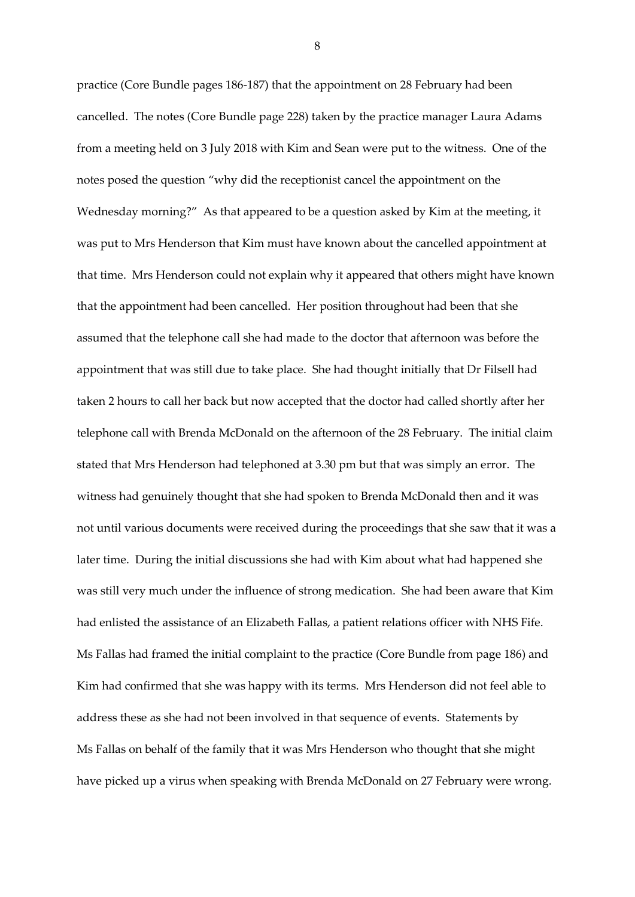practice (Core Bundle pages 186-187) that the appointment on 28 February had been cancelled. The notes (Core Bundle page 228) taken by the practice manager Laura Adams from a meeting held on 3 July 2018 with Kim and Sean were put to the witness. One of the notes posed the question "why did the receptionist cancel the appointment on the Wednesday morning?" As that appeared to be a question asked by Kim at the meeting, it was put to Mrs Henderson that Kim must have known about the cancelled appointment at that time. Mrs Henderson could not explain why it appeared that others might have known that the appointment had been cancelled. Her position throughout had been that she assumed that the telephone call she had made to the doctor that afternoon was before the appointment that was still due to take place. She had thought initially that Dr Filsell had taken 2 hours to call her back but now accepted that the doctor had called shortly after her telephone call with Brenda McDonald on the afternoon of the 28 February. The initial claim stated that Mrs Henderson had telephoned at 3.30 pm but that was simply an error. The witness had genuinely thought that she had spoken to Brenda McDonald then and it was not until various documents were received during the proceedings that she saw that it was a later time. During the initial discussions she had with Kim about what had happened she was still very much under the influence of strong medication. She had been aware that Kim had enlisted the assistance of an Elizabeth Fallas, a patient relations officer with NHS Fife. Ms Fallas had framed the initial complaint to the practice (Core Bundle from page 186) and Kim had confirmed that she was happy with its terms. Mrs Henderson did not feel able to address these as she had not been involved in that sequence of events. Statements by Ms Fallas on behalf of the family that it was Mrs Henderson who thought that she might have picked up a virus when speaking with Brenda McDonald on 27 February were wrong.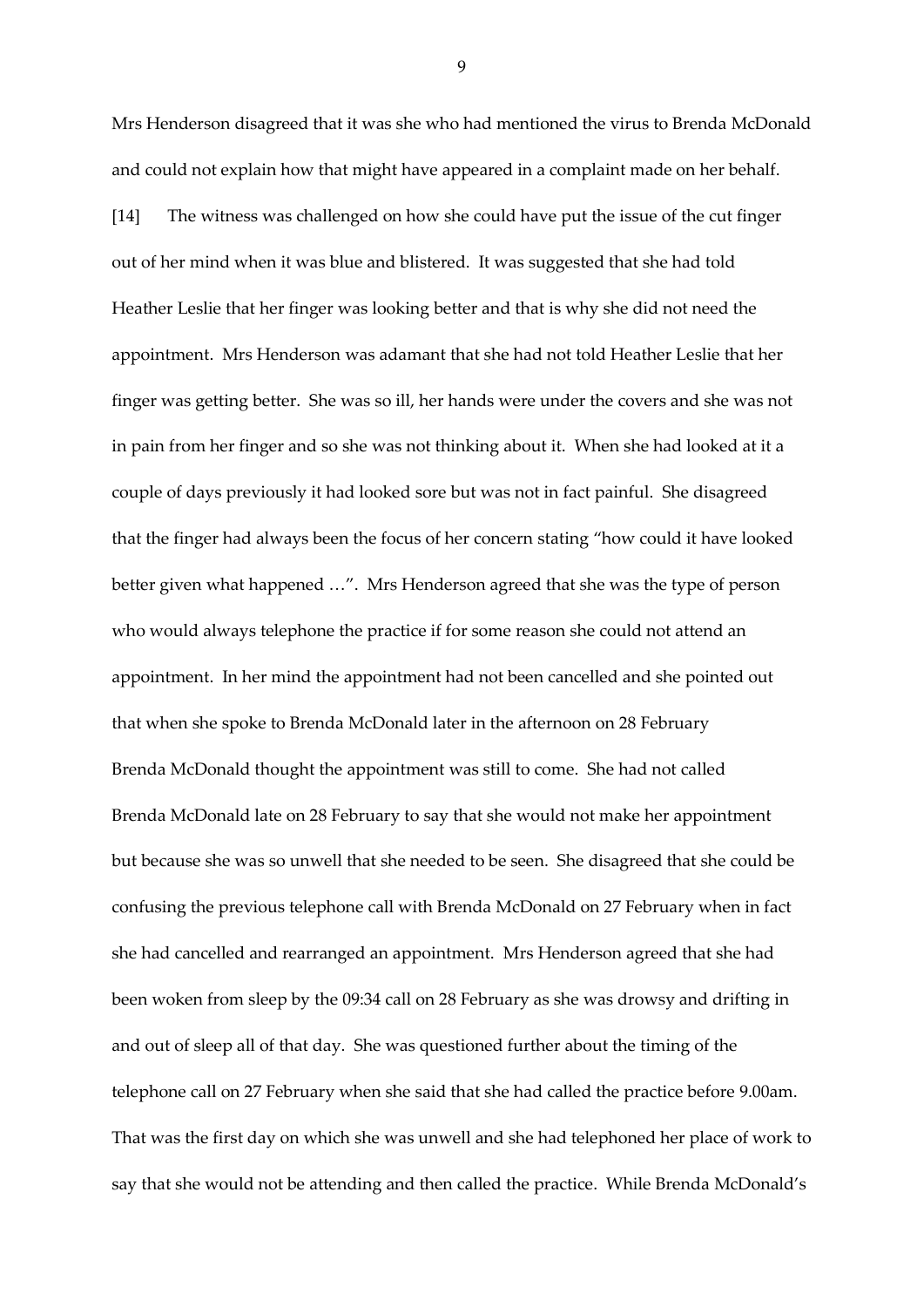Mrs Henderson disagreed that it was she who had mentioned the virus to Brenda McDonald and could not explain how that might have appeared in a complaint made on her behalf.

[14] The witness was challenged on how she could have put the issue of the cut finger out of her mind when it was blue and blistered. It was suggested that she had told Heather Leslie that her finger was looking better and that is why she did not need the appointment. Mrs Henderson was adamant that she had not told Heather Leslie that her finger was getting better. She was so ill, her hands were under the covers and she was not in pain from her finger and so she was not thinking about it. When she had looked at it a couple of days previously it had looked sore but was not in fact painful. She disagreed that the finger had always been the focus of her concern stating "how could it have looked better given what happened …". Mrs Henderson agreed that she was the type of person who would always telephone the practice if for some reason she could not attend an appointment. In her mind the appointment had not been cancelled and she pointed out that when she spoke to Brenda McDonald later in the afternoon on 28 February Brenda McDonald thought the appointment was still to come. She had not called Brenda McDonald late on 28 February to say that she would not make her appointment but because she was so unwell that she needed to be seen. She disagreed that she could be confusing the previous telephone call with Brenda McDonald on 27 February when in fact she had cancelled and rearranged an appointment. Mrs Henderson agreed that she had been woken from sleep by the 09:34 call on 28 February as she was drowsy and drifting in and out of sleep all of that day. She was questioned further about the timing of the telephone call on 27 February when she said that she had called the practice before 9.00am. That was the first day on which she was unwell and she had telephoned her place of work to say that she would not be attending and then called the practice. While Brenda McDonald's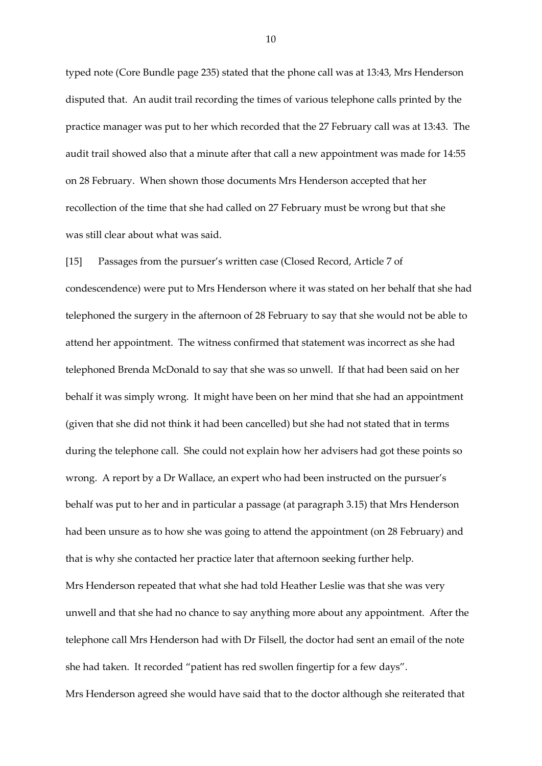typed note (Core Bundle page 235) stated that the phone call was at 13:43, Mrs Henderson disputed that. An audit trail recording the times of various telephone calls printed by the practice manager was put to her which recorded that the 27 February call was at 13:43. The audit trail showed also that a minute after that call a new appointment was made for 14:55 on 28 February. When shown those documents Mrs Henderson accepted that her recollection of the time that she had called on 27 February must be wrong but that she was still clear about what was said.

[15] Passages from the pursuer's written case (Closed Record, Article 7 of condescendence) were put to Mrs Henderson where it was stated on her behalf that she had telephoned the surgery in the afternoon of 28 February to say that she would not be able to attend her appointment. The witness confirmed that statement was incorrect as she had telephoned Brenda McDonald to say that she was so unwell. If that had been said on her behalf it was simply wrong. It might have been on her mind that she had an appointment (given that she did not think it had been cancelled) but she had not stated that in terms during the telephone call. She could not explain how her advisers had got these points so wrong. A report by a Dr Wallace, an expert who had been instructed on the pursuer's behalf was put to her and in particular a passage (at paragraph 3.15) that Mrs Henderson had been unsure as to how she was going to attend the appointment (on 28 February) and that is why she contacted her practice later that afternoon seeking further help.
Mrs Henderson repeated that what she had told Heather Leslie was that she was very unwell and that she had no chance to say anything more about any appointment. After the telephone call Mrs Henderson had with Dr Filsell, the doctor had sent an email of the note she had taken. It recorded "patient has red swollen fingertip for a few days".
Mrs Henderson agreed she would have said that to the doctor although she reiterated that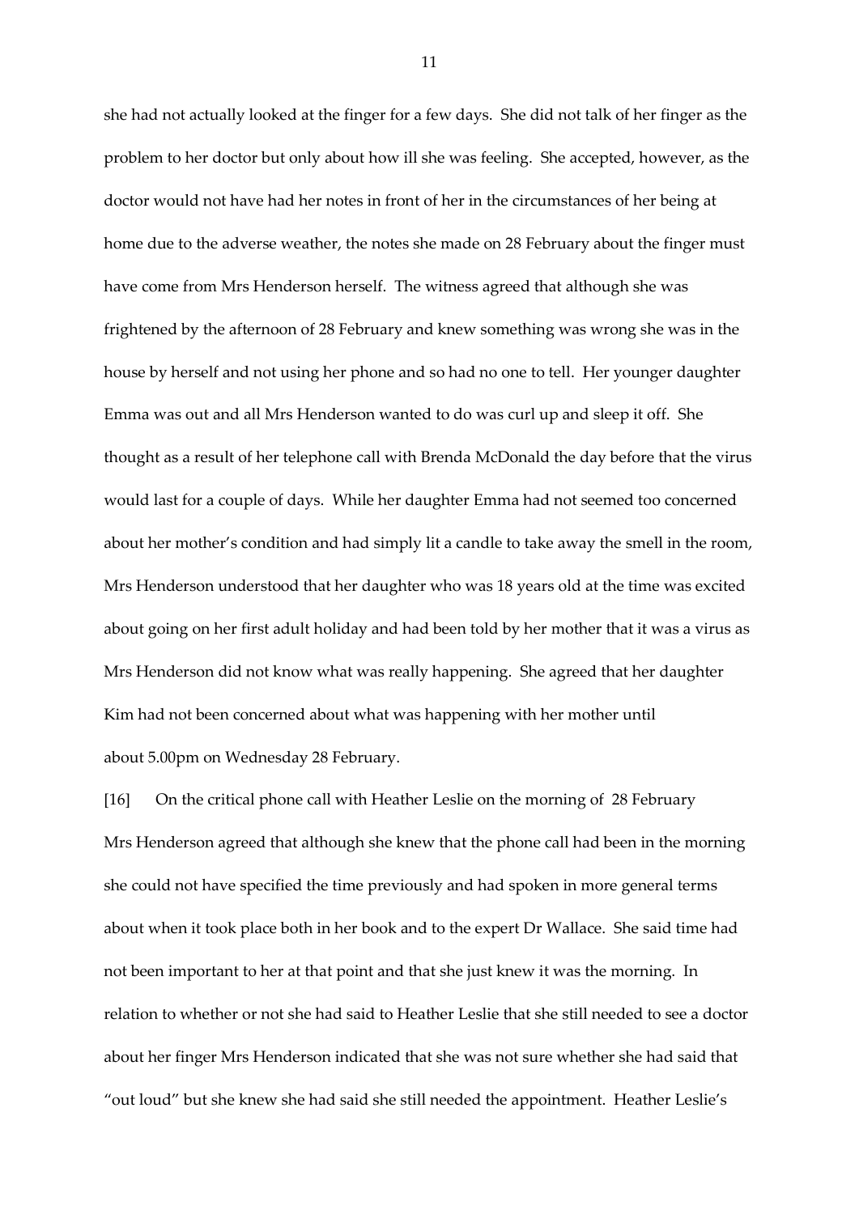she had not actually looked at the finger for a few days. She did not talk of her finger as the problem to her doctor but only about how ill she was feeling. She accepted, however, as the doctor would not have had her notes in front of her in the circumstances of her being at home due to the adverse weather, the notes she made on 28 February about the finger must have come from Mrs Henderson herself. The witness agreed that although she was frightened by the afternoon of 28 February and knew something was wrong she was in the house by herself and not using her phone and so had no one to tell. Her younger daughter Emma was out and all Mrs Henderson wanted to do was curl up and sleep it off. She thought as a result of her telephone call with Brenda McDonald the day before that the virus would last for a couple of days. While her daughter Emma had not seemed too concerned about her mother's condition and had simply lit a candle to take away the smell in the room, Mrs Henderson understood that her daughter who was 18 years old at the time was excited about going on her first adult holiday and had been told by her mother that it was a virus as Mrs Henderson did not know what was really happening. She agreed that her daughter Kim had not been concerned about what was happening with her mother until about 5.00pm on Wednesday 28 February.

[16] On the critical phone call with Heather Leslie on the morning of 28 February Mrs Henderson agreed that although she knew that the phone call had been in the morning she could not have specified the time previously and had spoken in more general terms about when it took place both in her book and to the expert Dr Wallace. She said time had not been important to her at that point and that she just knew it was the morning. In relation to whether or not she had said to Heather Leslie that she still needed to see a doctor about her finger Mrs Henderson indicated that she was not sure whether she had said that "out loud" but she knew she had said she still needed the appointment. Heather Leslie's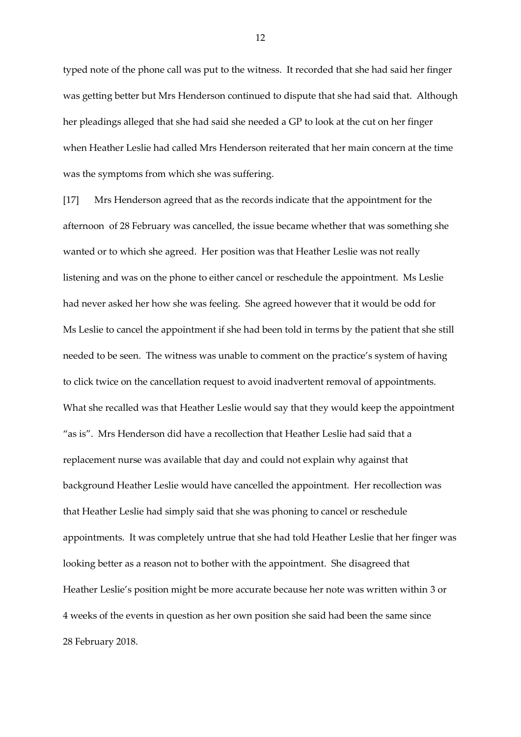typed note of the phone call was put to the witness. It recorded that she had said her finger was getting better but Mrs Henderson continued to dispute that she had said that. Although her pleadings alleged that she had said she needed a GP to look at the cut on her finger when Heather Leslie had called Mrs Henderson reiterated that her main concern at the time was the symptoms from which she was suffering.

[17] Mrs Henderson agreed that as the records indicate that the appointment for the afternoon of 28 February was cancelled, the issue became whether that was something she wanted or to which she agreed. Her position was that Heather Leslie was not really listening and was on the phone to either cancel or reschedule the appointment. Ms Leslie had never asked her how she was feeling. She agreed however that it would be odd for Ms Leslie to cancel the appointment if she had been told in terms by the patient that she still needed to be seen. The witness was unable to comment on the practice's system of having to click twice on the cancellation request to avoid inadvertent removal of appointments. What she recalled was that Heather Leslie would say that they would keep the appointment "as is". Mrs Henderson did have a recollection that Heather Leslie had said that a replacement nurse was available that day and could not explain why against that background Heather Leslie would have cancelled the appointment. Her recollection was that Heather Leslie had simply said that she was phoning to cancel or reschedule appointments. It was completely untrue that she had told Heather Leslie that her finger was looking better as a reason not to bother with the appointment. She disagreed that Heather Leslie's position might be more accurate because her note was written within 3 or 4 weeks of the events in question as her own position she said had been the same since 28 February 2018.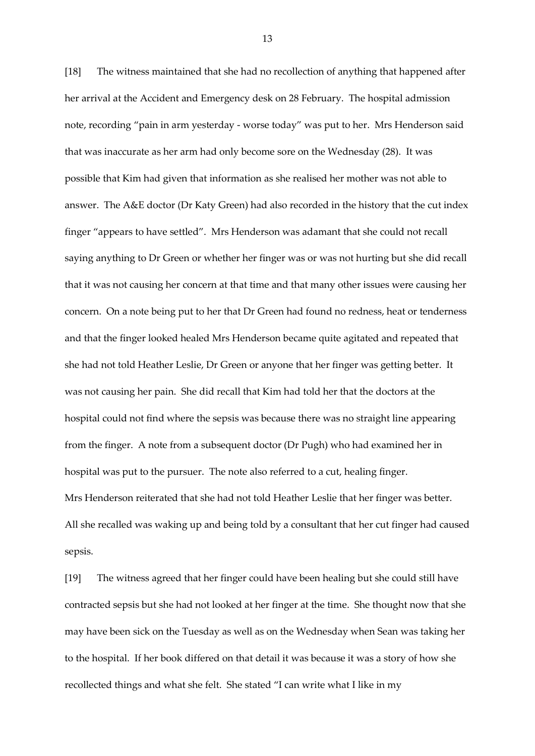[18] The witness maintained that she had no recollection of anything that happened after her arrival at the Accident and Emergency desk on 28 February. The hospital admission note, recording "pain in arm yesterday - worse today" was put to her. Mrs Henderson said that was inaccurate as her arm had only become sore on the Wednesday (28). It was possible that Kim had given that information as she realised her mother was not able to answer. The A&E doctor (Dr Katy Green) had also recorded in the history that the cut index finger "appears to have settled". Mrs Henderson was adamant that she could not recall saying anything to Dr Green or whether her finger was or was not hurting but she did recall that it was not causing her concern at that time and that many other issues were causing her concern. On a note being put to her that Dr Green had found no redness, heat or tenderness and that the finger looked healed Mrs Henderson became quite agitated and repeated that she had not told Heather Leslie, Dr Green or anyone that her finger was getting better. It was not causing her pain. She did recall that Kim had told her that the doctors at the hospital could not find where the sepsis was because there was no straight line appearing from the finger. A note from a subsequent doctor (Dr Pugh) who had examined her in hospital was put to the pursuer. The note also referred to a cut, healing finger. Mrs Henderson reiterated that she had not told Heather Leslie that her finger was better. All she recalled was waking up and being told by a consultant that her cut finger had caused sepsis.

[19] The witness agreed that her finger could have been healing but she could still have contracted sepsis but she had not looked at her finger at the time. She thought now that she may have been sick on the Tuesday as well as on the Wednesday when Sean was taking her to the hospital. If her book differed on that detail it was because it was a story of how she recollected things and what she felt. She stated "I can write what I like in my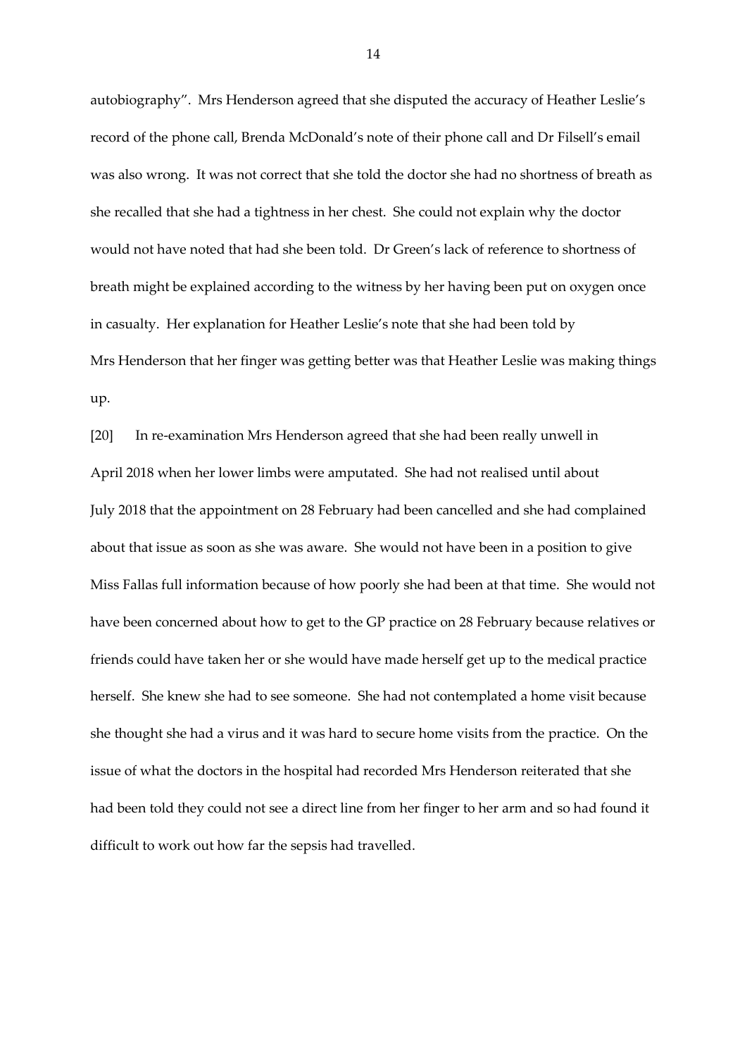autobiography". Mrs Henderson agreed that she disputed the accuracy of Heather Leslie's record of the phone call, Brenda McDonald's note of their phone call and Dr Filsell's email was also wrong. It was not correct that she told the doctor she had no shortness of breath as she recalled that she had a tightness in her chest. She could not explain why the doctor would not have noted that had she been told. Dr Green's lack of reference to shortness of breath might be explained according to the witness by her having been put on oxygen once in casualty. Her explanation for Heather Leslie's note that she had been told by Mrs Henderson that her finger was getting better was that Heather Leslie was making things up.

[20] In re-examination Mrs Henderson agreed that she had been really unwell in April 2018 when her lower limbs were amputated. She had not realised until about July 2018 that the appointment on 28 February had been cancelled and she had complained about that issue as soon as she was aware. She would not have been in a position to give Miss Fallas full information because of how poorly she had been at that time. She would not have been concerned about how to get to the GP practice on 28 February because relatives or friends could have taken her or she would have made herself get up to the medical practice herself. She knew she had to see someone. She had not contemplated a home visit because she thought she had a virus and it was hard to secure home visits from the practice. On the issue of what the doctors in the hospital had recorded Mrs Henderson reiterated that she had been told they could not see a direct line from her finger to her arm and so had found it difficult to work out how far the sepsis had travelled.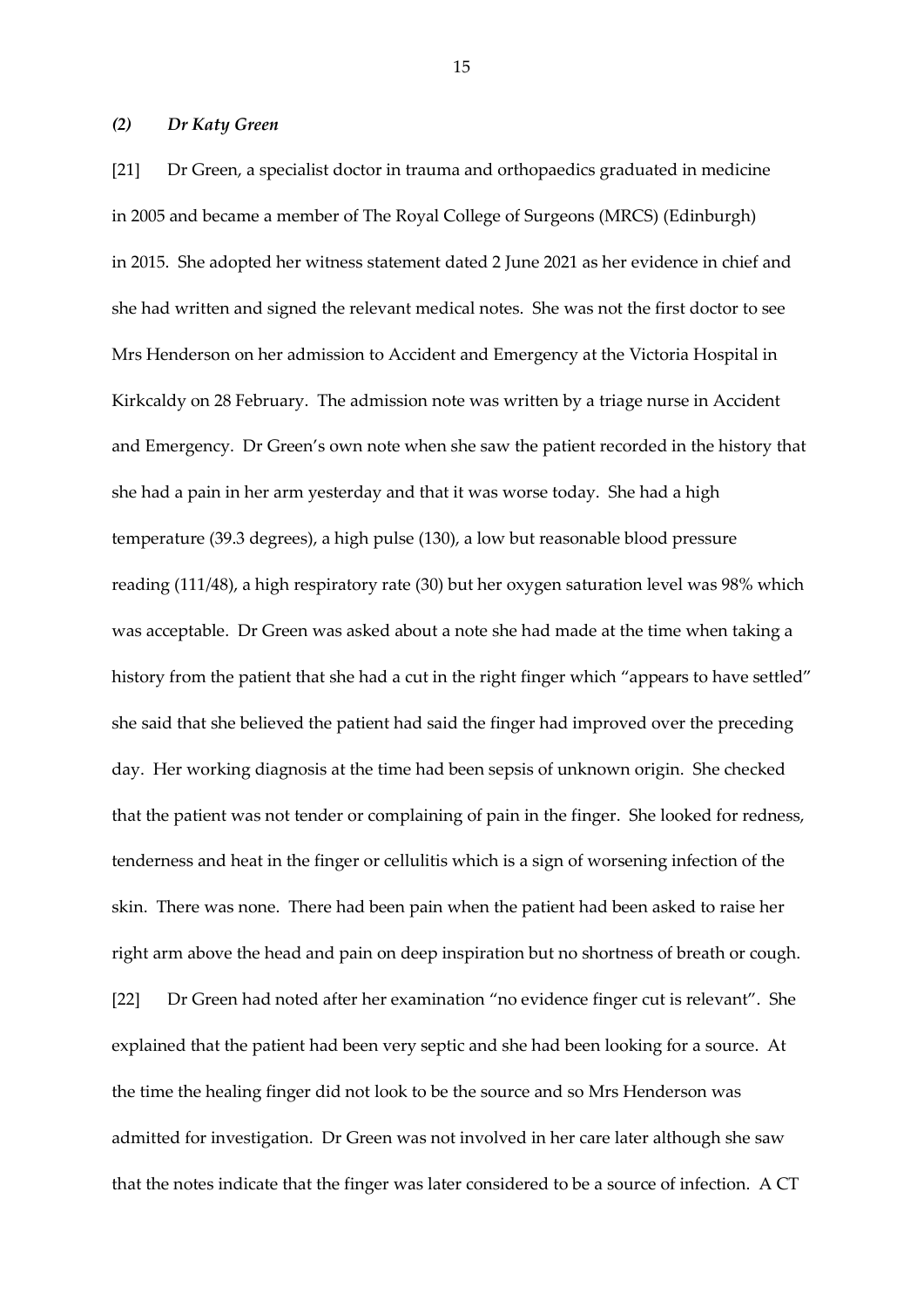### *(2) Dr Katy Green*

[21] Dr Green, a specialist doctor in trauma and orthopaedics graduated in medicine in 2005 and became a member of The Royal College of Surgeons (MRCS) (Edinburgh) in 2015. She adopted her witness statement dated 2 June 2021 as her evidence in chief and she had written and signed the relevant medical notes. She was not the first doctor to see Mrs Henderson on her admission to Accident and Emergency at the Victoria Hospital in Kirkcaldy on 28 February. The admission note was written by a triage nurse in Accident and Emergency. Dr Green's own note when she saw the patient recorded in the history that she had a pain in her arm yesterday and that it was worse today. She had a high temperature (39.3 degrees), a high pulse (130), a low but reasonable blood pressure reading (111/48), a high respiratory rate (30) but her oxygen saturation level was 98% which was acceptable. Dr Green was asked about a note she had made at the time when taking a history from the patient that she had a cut in the right finger which "appears to have settled" she said that she believed the patient had said the finger had improved over the preceding day. Her working diagnosis at the time had been sepsis of unknown origin. She checked that the patient was not tender or complaining of pain in the finger. She looked for redness, tenderness and heat in the finger or cellulitis which is a sign of worsening infection of the skin. There was none. There had been pain when the patient had been asked to raise her right arm above the head and pain on deep inspiration but no shortness of breath or cough.

[22] Dr Green had noted after her examination "no evidence finger cut is relevant". She explained that the patient had been very septic and she had been looking for a source. At the time the healing finger did not look to be the source and so Mrs Henderson was admitted for investigation. Dr Green was not involved in her care later although she saw that the notes indicate that the finger was later considered to be a source of infection. A CT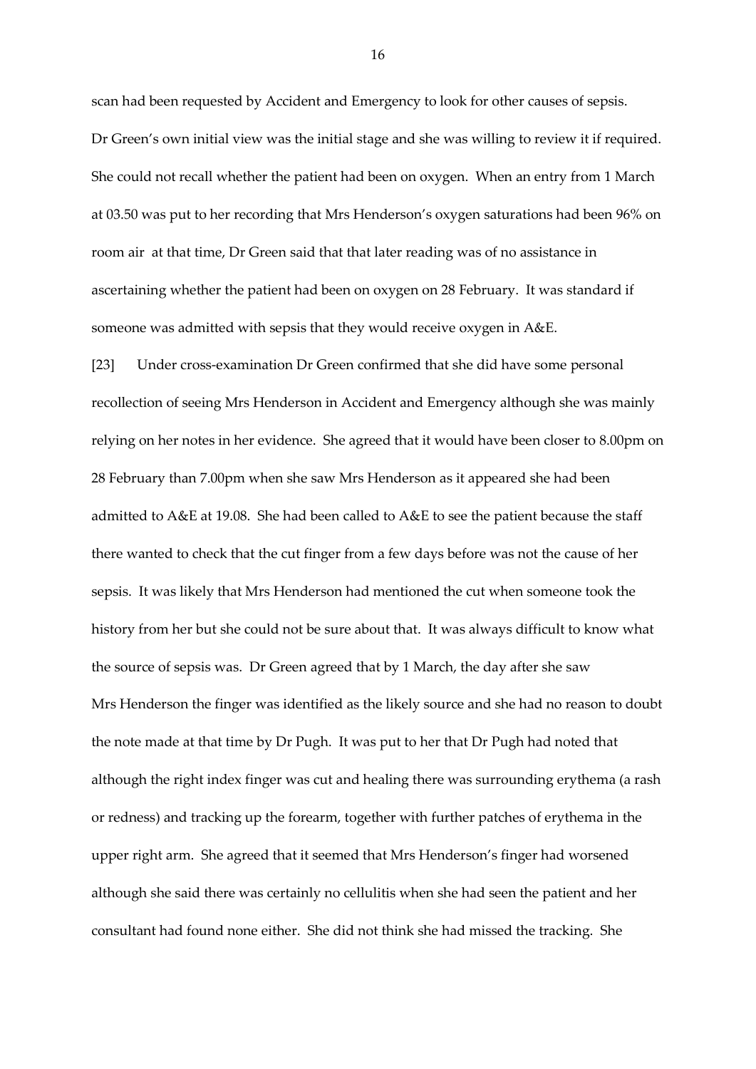scan had been requested by Accident and Emergency to look for other causes of sepsis. Dr Green's own initial view was the initial stage and she was willing to review it if required. She could not recall whether the patient had been on oxygen. When an entry from 1 March at 03.50 was put to her recording that Mrs Henderson's oxygen saturations had been 96% on room air at that time, Dr Green said that that later reading was of no assistance in ascertaining whether the patient had been on oxygen on 28 February. It was standard if someone was admitted with sepsis that they would receive oxygen in A&E.

[23] Under cross-examination Dr Green confirmed that she did have some personal recollection of seeing Mrs Henderson in Accident and Emergency although she was mainly relying on her notes in her evidence. She agreed that it would have been closer to 8.00pm on 28 February than 7.00pm when she saw Mrs Henderson as it appeared she had been admitted to A&E at 19.08. She had been called to A&E to see the patient because the staff there wanted to check that the cut finger from a few days before was not the cause of her sepsis. It was likely that Mrs Henderson had mentioned the cut when someone took the history from her but she could not be sure about that. It was always difficult to know what the source of sepsis was. Dr Green agreed that by 1 March, the day after she saw Mrs Henderson the finger was identified as the likely source and she had no reason to doubt the note made at that time by Dr Pugh. It was put to her that Dr Pugh had noted that although the right index finger was cut and healing there was surrounding erythema (a rash or redness) and tracking up the forearm, together with further patches of erythema in the upper right arm. She agreed that it seemed that Mrs Henderson's finger had worsened although she said there was certainly no cellulitis when she had seen the patient and her consultant had found none either. She did not think she had missed the tracking. She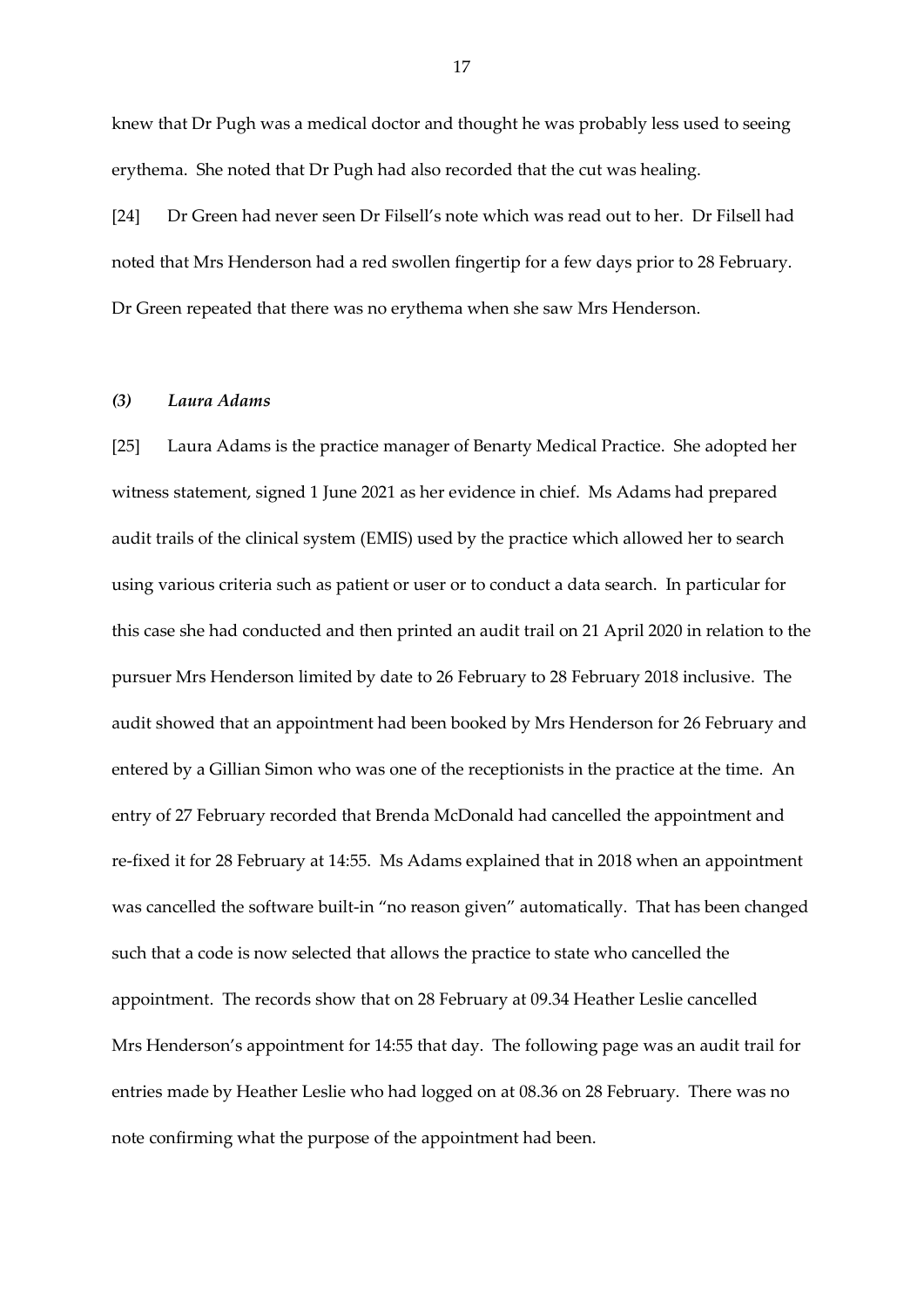knew that Dr Pugh was a medical doctor and thought he was probably less used to seeing erythema. She noted that Dr Pugh had also recorded that the cut was healing.

[24] Dr Green had never seen Dr Filsell's note which was read out to her. Dr Filsell had noted that Mrs Henderson had a red swollen fingertip for a few days prior to 28 February. Dr Green repeated that there was no erythema when she saw Mrs Henderson.

### *(3) Laura Adams*

[25] Laura Adams is the practice manager of Benarty Medical Practice. She adopted her witness statement, signed 1 June 2021 as her evidence in chief. Ms Adams had prepared audit trails of the clinical system (EMIS) used by the practice which allowed her to search using various criteria such as patient or user or to conduct a data search. In particular for this case she had conducted and then printed an audit trail on 21 April 2020 in relation to the pursuer Mrs Henderson limited by date to 26 February to 28 February 2018 inclusive. The audit showed that an appointment had been booked by Mrs Henderson for 26 February and entered by a Gillian Simon who was one of the receptionists in the practice at the time. An entry of 27 February recorded that Brenda McDonald had cancelled the appointment and re-fixed it for 28 February at 14:55. Ms Adams explained that in 2018 when an appointment was cancelled the software built-in "no reason given" automatically. That has been changed such that a code is now selected that allows the practice to state who cancelled the appointment. The records show that on 28 February at 09.34 Heather Leslie cancelled Mrs Henderson's appointment for 14:55 that day. The following page was an audit trail for entries made by Heather Leslie who had logged on at 08.36 on 28 February. There was no note confirming what the purpose of the appointment had been.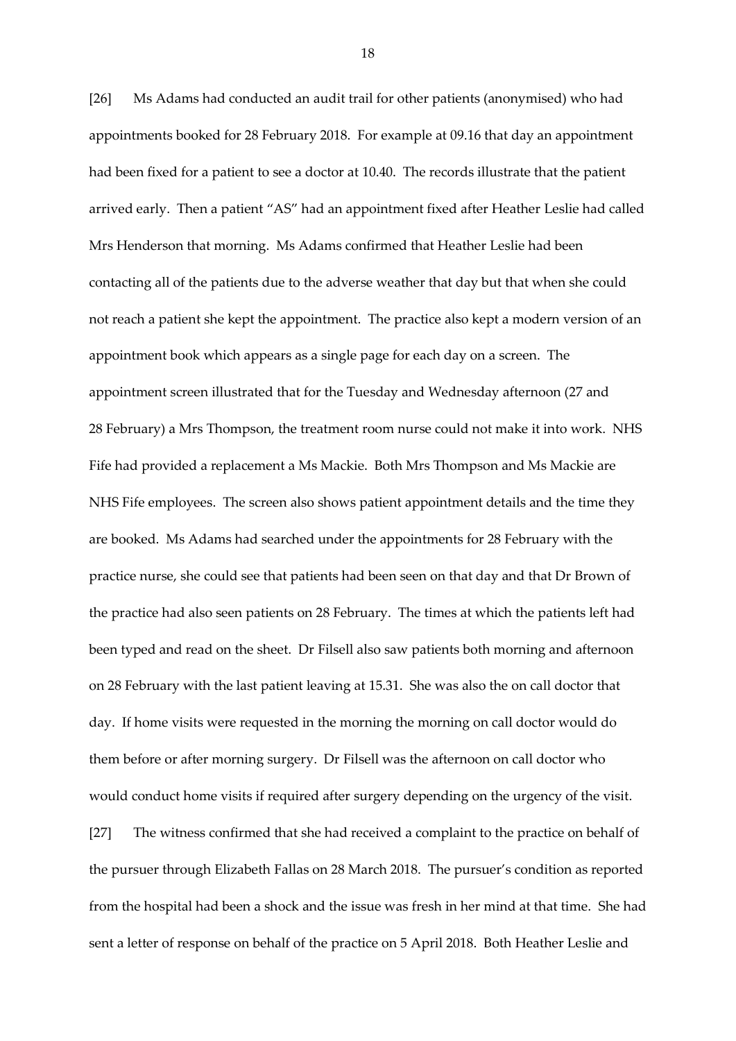[26] Ms Adams had conducted an audit trail for other patients (anonymised) who had appointments booked for 28 February 2018. For example at 09.16 that day an appointment had been fixed for a patient to see a doctor at 10.40. The records illustrate that the patient arrived early. Then a patient "AS" had an appointment fixed after Heather Leslie had called Mrs Henderson that morning. Ms Adams confirmed that Heather Leslie had been contacting all of the patients due to the adverse weather that day but that when she could not reach a patient she kept the appointment. The practice also kept a modern version of an appointment book which appears as a single page for each day on a screen. The appointment screen illustrated that for the Tuesday and Wednesday afternoon (27 and 28 February) a Mrs Thompson, the treatment room nurse could not make it into work. NHS Fife had provided a replacement a Ms Mackie. Both Mrs Thompson and Ms Mackie are NHS Fife employees. The screen also shows patient appointment details and the time they are booked. Ms Adams had searched under the appointments for 28 February with the practice nurse, she could see that patients had been seen on that day and that Dr Brown of the practice had also seen patients on 28 February. The times at which the patients left had been typed and read on the sheet. Dr Filsell also saw patients both morning and afternoon on 28 February with the last patient leaving at 15.31. She was also the on call doctor that day. If home visits were requested in the morning the morning on call doctor would do them before or after morning surgery. Dr Filsell was the afternoon on call doctor who would conduct home visits if required after surgery depending on the urgency of the visit.

[27] The witness confirmed that she had received a complaint to the practice on behalf of the pursuer through Elizabeth Fallas on 28 March 2018. The pursuer's condition as reported from the hospital had been a shock and the issue was fresh in her mind at that time. She had sent a letter of response on behalf of the practice on 5 April 2018. Both Heather Leslie and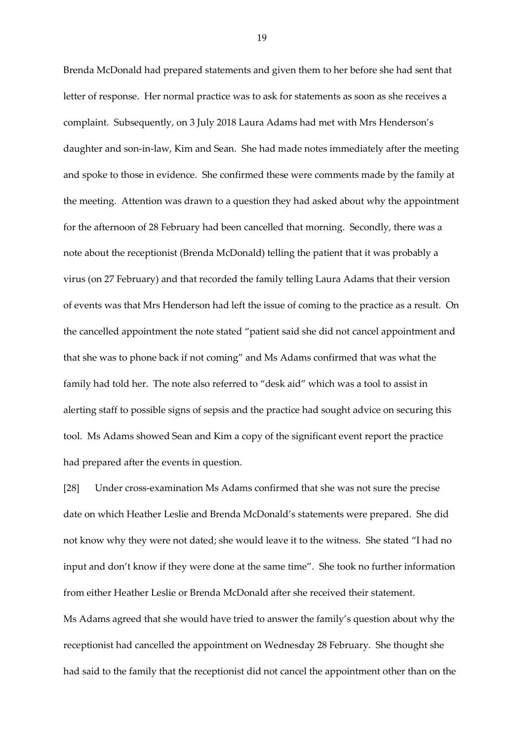Brenda McDonald had prepared statements and given them to her before she had sent that letter of response. Her normal practice was to ask for statements as soon as she receives a complaint. Subsequently, on 3 July 2018 Laura Adams had met with Mrs Henderson's daughter and son-in-law, Kim and Sean. She had made notes immediately after the meeting and spoke to those in evidence. She confirmed these were comments made by the family at the meeting. Attention was drawn to a question they had asked about why the appointment for the afternoon of 28 February had been cancelled that morning. Secondly, there was a note about the receptionist (Brenda McDonald) telling the patient that it was probably a virus (on 27 February) and that recorded the family telling Laura Adams that their version of events was that Mrs Henderson had left the issue of coming to the practice as a result. On the cancelled appointment the note stated "patient said she did not cancel appointment and that she was to phone back if not coming" and Ms Adams confirmed that was what the family had told her. The note also referred to "desk aid" which was a tool to assist in alerting staff to possible signs of sepsis and the practice had sought advice on securing this tool. Ms Adams showed Sean and Kim a copy of the significant event report the practice had prepared after the events in question.

[28] Under cross-examination Ms Adams confirmed that she was not sure the precise date on which Heather Leslie and Brenda McDonald's statements were prepared. She did not know why they were not dated; she would leave it to the witness. She stated "I had no input and don't know if they were done at the same time". She took no further information from either Heather Leslie or Brenda McDonald after she received their statement.

Ms Adams agreed that she would have tried to answer the family's question about why the receptionist had cancelled the appointment on Wednesday 28 February. She thought she had said to the family that the receptionist did not cancel the appointment other than on the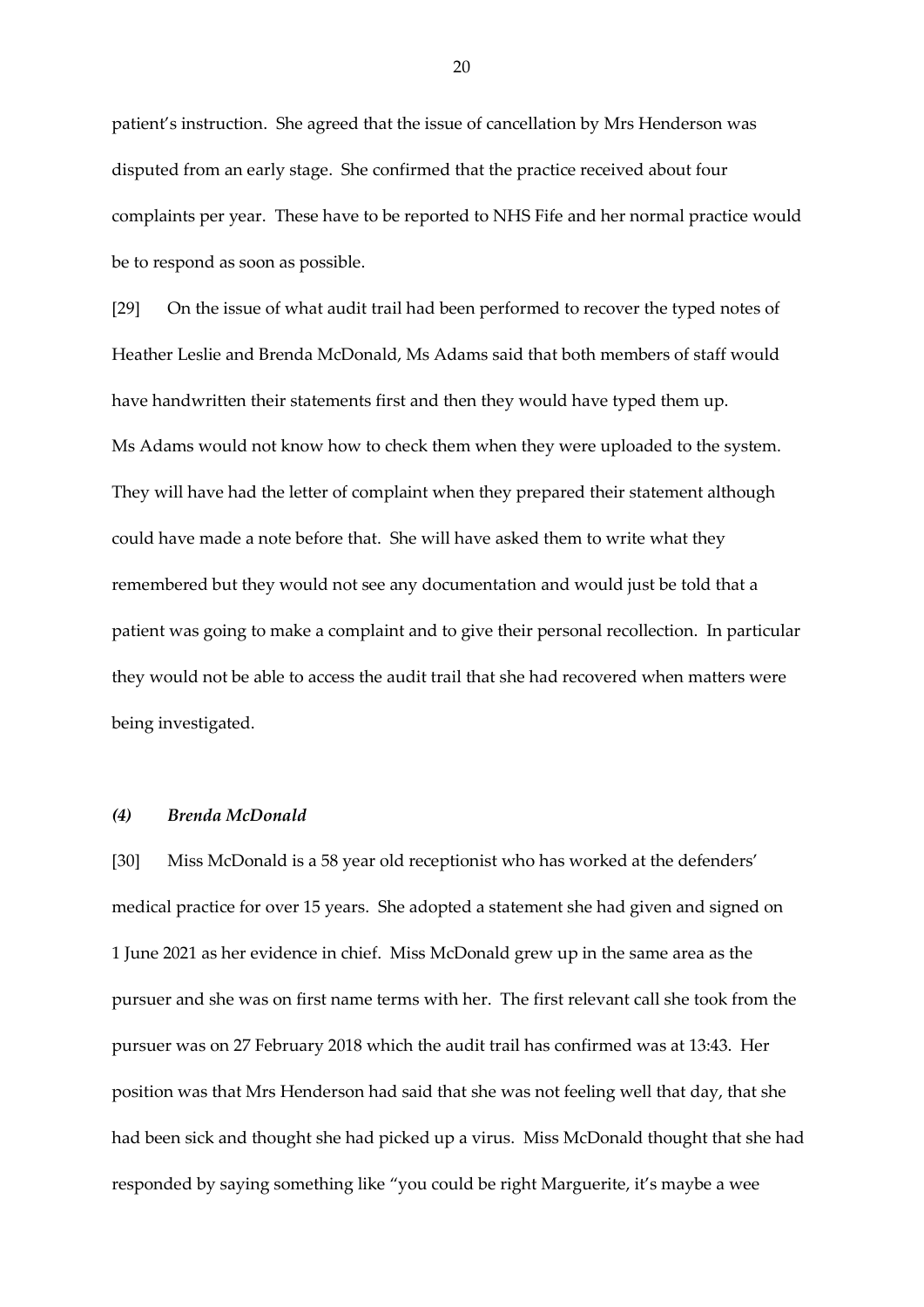patient's instruction. She agreed that the issue of cancellation by Mrs Henderson was disputed from an early stage. She confirmed that the practice received about four complaints per year. These have to be reported to NHS Fife and her normal practice would be to respond as soon as possible.

[29] On the issue of what audit trail had been performed to recover the typed notes of Heather Leslie and Brenda McDonald, Ms Adams said that both members of staff would have handwritten their statements first and then they would have typed them up. Ms Adams would not know how to check them when they were uploaded to the system. They will have had the letter of complaint when they prepared their statement although could have made a note before that. She will have asked them to write what they remembered but they would not see any documentation and would just be told that a patient was going to make a complaint and to give their personal recollection. In particular they would not be able to access the audit trail that she had recovered when matters were being investigated.

### *(4) Brenda McDonald*

[30] Miss McDonald is a 58 year old receptionist who has worked at the defenders' medical practice for over 15 years. She adopted a statement she had given and signed on 1 June 2021 as her evidence in chief. Miss McDonald grew up in the same area as the pursuer and she was on first name terms with her. The first relevant call she took from the pursuer was on 27 February 2018 which the audit trail has confirmed was at 13:43. Her position was that Mrs Henderson had said that she was not feeling well that day, that she had been sick and thought she had picked up a virus. Miss McDonald thought that she had responded by saying something like "you could be right Marguerite, it's maybe a wee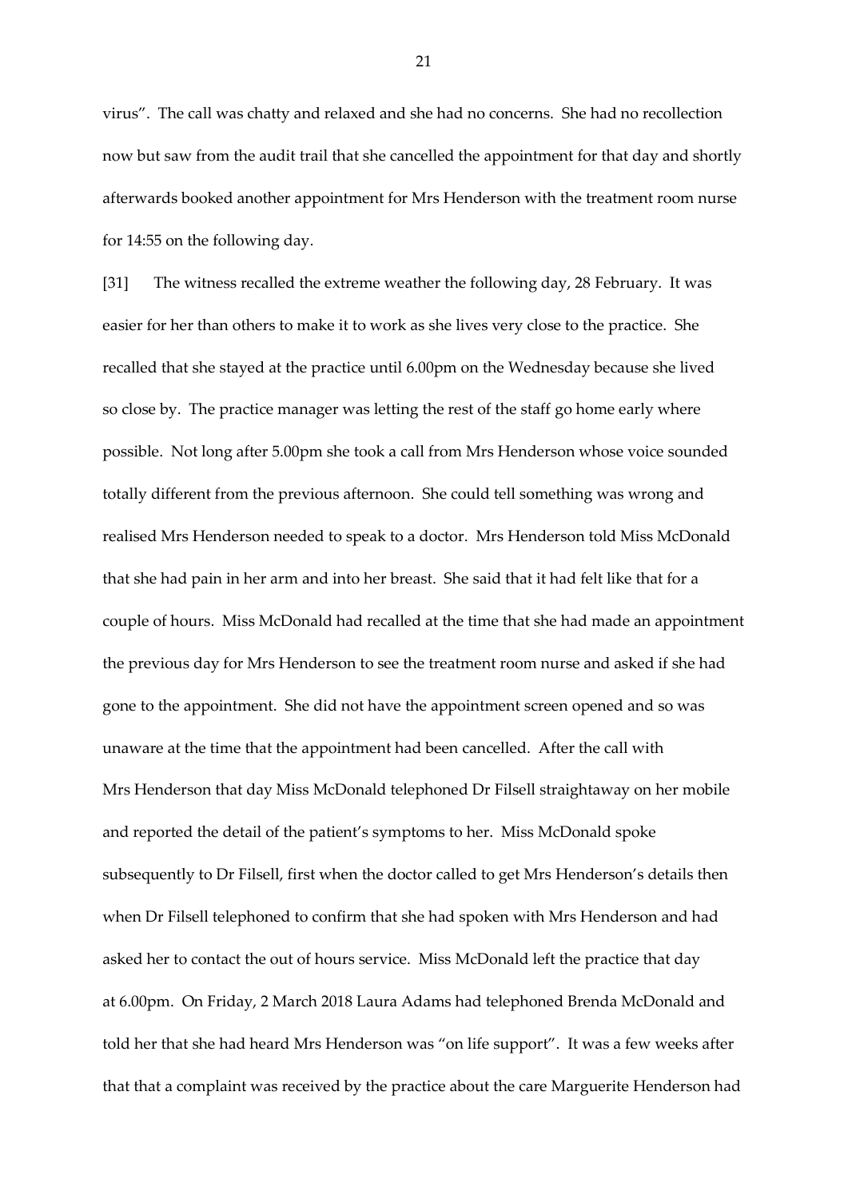virus". The call was chatty and relaxed and she had no concerns. She had no recollection now but saw from the audit trail that she cancelled the appointment for that day and shortly afterwards booked another appointment for Mrs Henderson with the treatment room nurse for 14:55 on the following day.

[31] The witness recalled the extreme weather the following day, 28 February. It was easier for her than others to make it to work as she lives very close to the practice. She recalled that she stayed at the practice until 6.00pm on the Wednesday because she lived so close by. The practice manager was letting the rest of the staff go home early where possible. Not long after 5.00pm she took a call from Mrs Henderson whose voice sounded totally different from the previous afternoon. She could tell something was wrong and realised Mrs Henderson needed to speak to a doctor. Mrs Henderson told Miss McDonald that she had pain in her arm and into her breast. She said that it had felt like that for a couple of hours. Miss McDonald had recalled at the time that she had made an appointment the previous day for Mrs Henderson to see the treatment room nurse and asked if she had gone to the appointment. She did not have the appointment screen opened and so was unaware at the time that the appointment had been cancelled. After the call with Mrs Henderson that day Miss McDonald telephoned Dr Filsell straightaway on her mobile and reported the detail of the patient's symptoms to her. Miss McDonald spoke subsequently to Dr Filsell, first when the doctor called to get Mrs Henderson's details then when Dr Filsell telephoned to confirm that she had spoken with Mrs Henderson and had asked her to contact the out of hours service. Miss McDonald left the practice that day at 6.00pm. On Friday, 2 March 2018 Laura Adams had telephoned Brenda McDonald and told her that she had heard Mrs Henderson was "on life support". It was a few weeks after that that a complaint was received by the practice about the care Marguerite Henderson had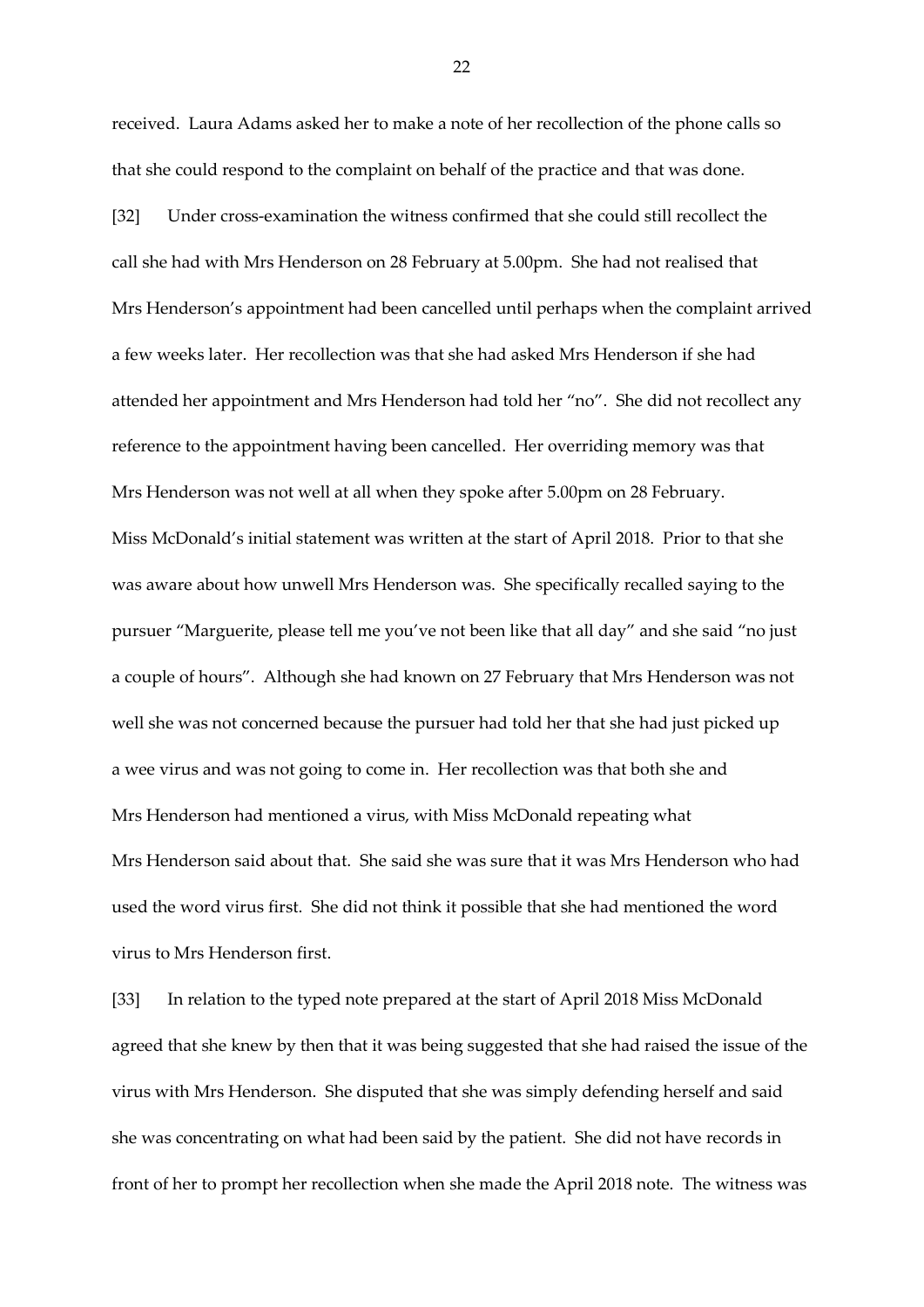received. Laura Adams asked her to make a note of her recollection of the phone calls so that she could respond to the complaint on behalf of the practice and that was done.

[32] Under cross-examination the witness confirmed that she could still recollect the call she had with Mrs Henderson on 28 February at 5.00pm. She had not realised that Mrs Henderson's appointment had been cancelled until perhaps when the complaint arrived a few weeks later. Her recollection was that she had asked Mrs Henderson if she had attended her appointment and Mrs Henderson had told her "no". She did not recollect any reference to the appointment having been cancelled. Her overriding memory was that Mrs Henderson was not well at all when they spoke after 5.00pm on 28 February. Miss McDonald's initial statement was written at the start of April 2018. Prior to that she was aware about how unwell Mrs Henderson was. She specifically recalled saying to the pursuer "Marguerite, please tell me you've not been like that all day" and she said "no just a couple of hours". Although she had known on 27 February that Mrs Henderson was not well she was not concerned because the pursuer had told her that she had just picked up a wee virus and was not going to come in. Her recollection was that both she and Mrs Henderson had mentioned a virus, with Miss McDonald repeating what Mrs Henderson said about that. She said she was sure that it was Mrs Henderson who had used the word virus first. She did not think it possible that she had mentioned the word virus to Mrs Henderson first.

[33] In relation to the typed note prepared at the start of April 2018 Miss McDonald agreed that she knew by then that it was being suggested that she had raised the issue of the virus with Mrs Henderson. She disputed that she was simply defending herself and said she was concentrating on what had been said by the patient. She did not have records in front of her to prompt her recollection when she made the April 2018 note. The witness was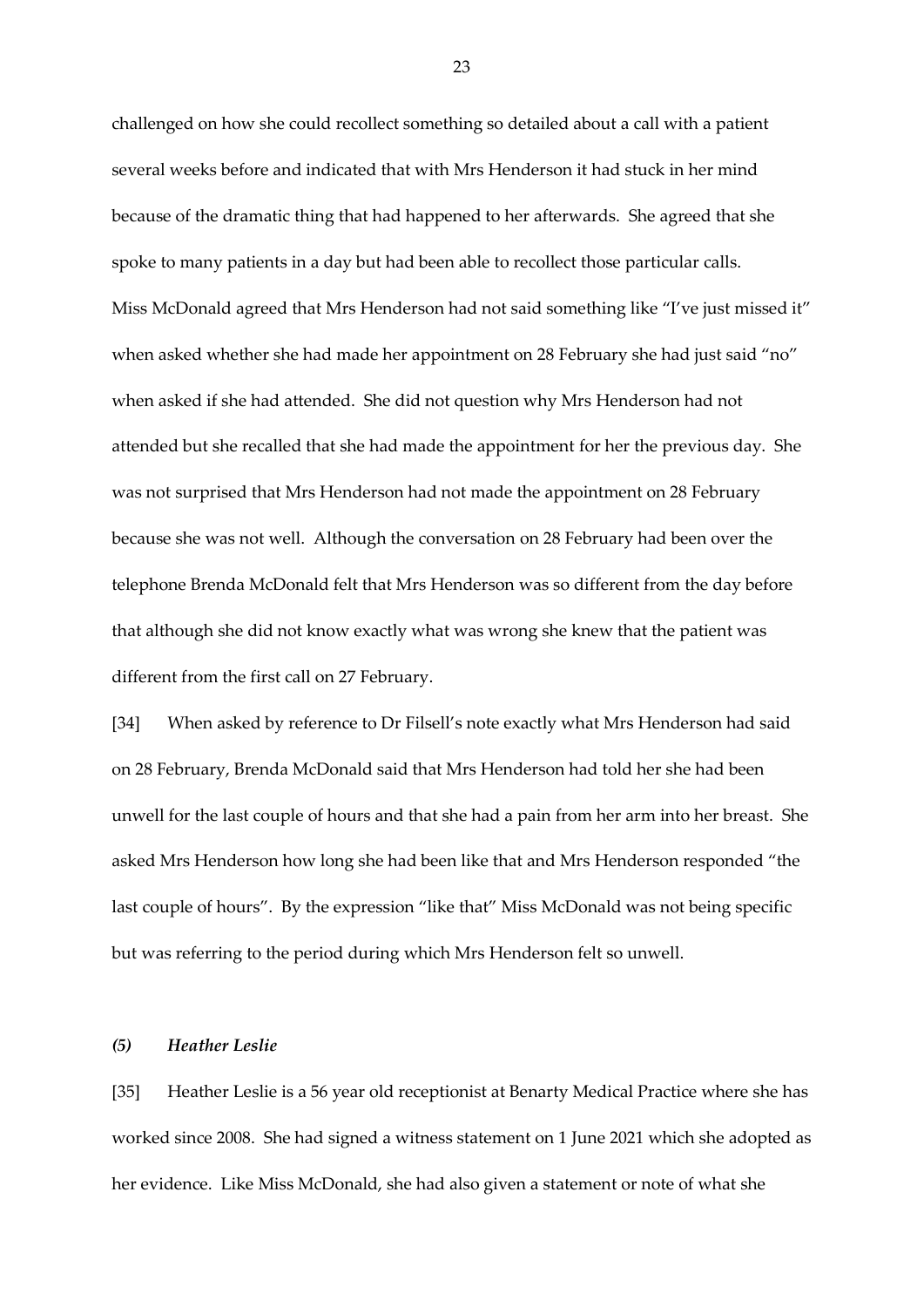challenged on how she could recollect something so detailed about a call with a patient several weeks before and indicated that with Mrs Henderson it had stuck in her mind because of the dramatic thing that had happened to her afterwards. She agreed that she spoke to many patients in a day but had been able to recollect those particular calls. Miss McDonald agreed that Mrs Henderson had not said something like "I've just missed it" when asked whether she had made her appointment on 28 February she had just said "no" when asked if she had attended. She did not question why Mrs Henderson had not attended but she recalled that she had made the appointment for her the previous day. She was not surprised that Mrs Henderson had not made the appointment on 28 February because she was not well. Although the conversation on 28 February had been over the telephone Brenda McDonald felt that Mrs Henderson was so different from the day before that although she did not know exactly what was wrong she knew that the patient was different from the first call on 27 February.

[34] When asked by reference to Dr Filsell's note exactly what Mrs Henderson had said on 28 February, Brenda McDonald said that Mrs Henderson had told her she had been unwell for the last couple of hours and that she had a pain from her arm into her breast. She asked Mrs Henderson how long she had been like that and Mrs Henderson responded "the last couple of hours". By the expression "like that" Miss McDonald was not being specific but was referring to the period during which Mrs Henderson felt so unwell.

### *(5) Heather Leslie*

[35] Heather Leslie is a 56 year old receptionist at Benarty Medical Practice where she has worked since 2008. She had signed a witness statement on 1 June 2021 which she adopted as her evidence. Like Miss McDonald, she had also given a statement or note of what she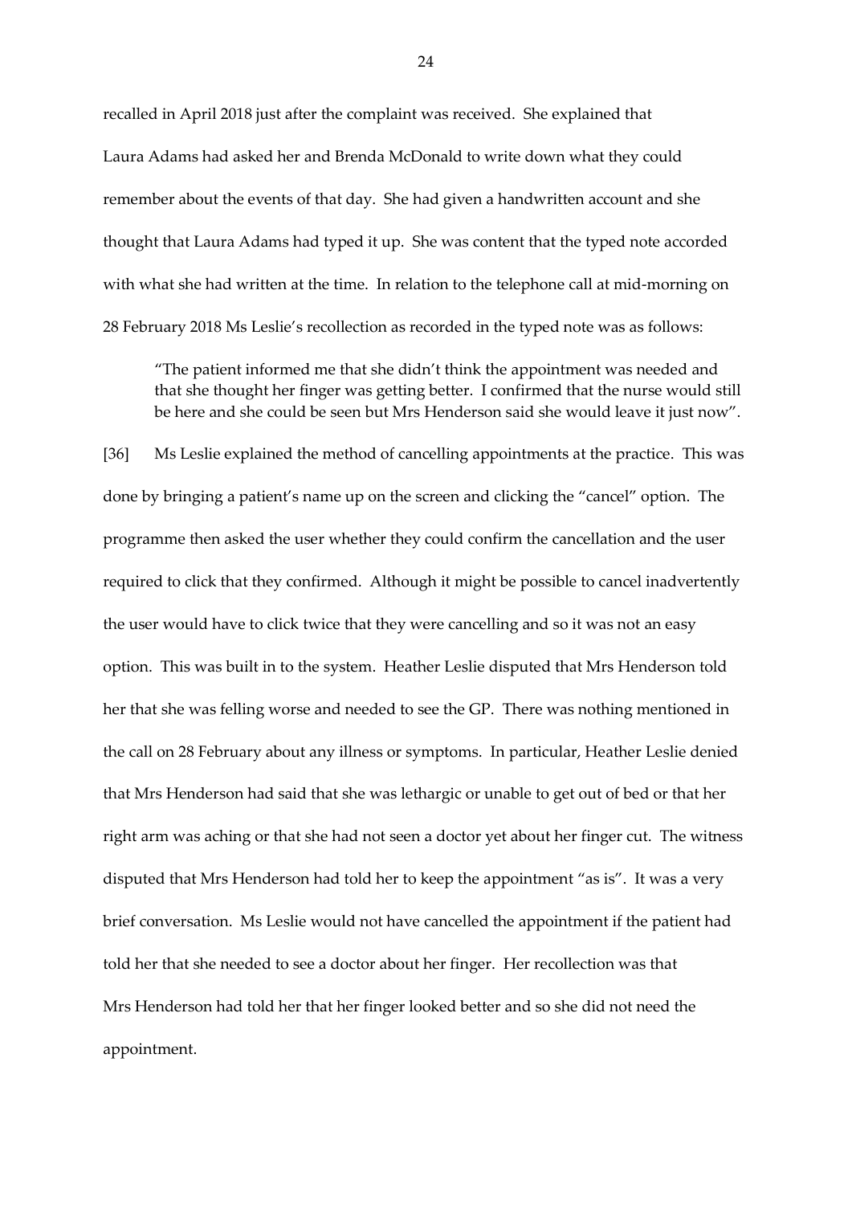recalled in April 2018 just after the complaint was received. She explained that Laura Adams had asked her and Brenda McDonald to write down what they could remember about the events of that day. She had given a handwritten account and she thought that Laura Adams had typed it up. She was content that the typed note accorded with what she had written at the time. In relation to the telephone call at mid-morning on 28 February 2018 Ms Leslie's recollection as recorded in the typed note was as follows:

> "The patient informed me that she didn't think the appointment was needed and that she thought her finger was getting better. I confirmed that the nurse would still be here and she could be seen but Mrs Henderson said she would leave it just now".

[36] Ms Leslie explained the method of cancelling appointments at the practice. This was done by bringing a patient's name up on the screen and clicking the "cancel" option. The programme then asked the user whether they could confirm the cancellation and the user required to click that they confirmed. Although it might be possible to cancel inadvertently the user would have to click twice that they were cancelling and so it was not an easy option. This was built in to the system. Heather Leslie disputed that Mrs Henderson told her that she was felling worse and needed to see the GP. There was nothing mentioned in the call on 28 February about any illness or symptoms. In particular, Heather Leslie denied that Mrs Henderson had said that she was lethargic or unable to get out of bed or that her right arm was aching or that she had not seen a doctor yet about her finger cut. The witness disputed that Mrs Henderson had told her to keep the appointment "as is". It was a very brief conversation. Ms Leslie would not have cancelled the appointment if the patient had told her that she needed to see a doctor about her finger. Her recollection was that Mrs Henderson had told her that her finger looked better and so she did not need the appointment.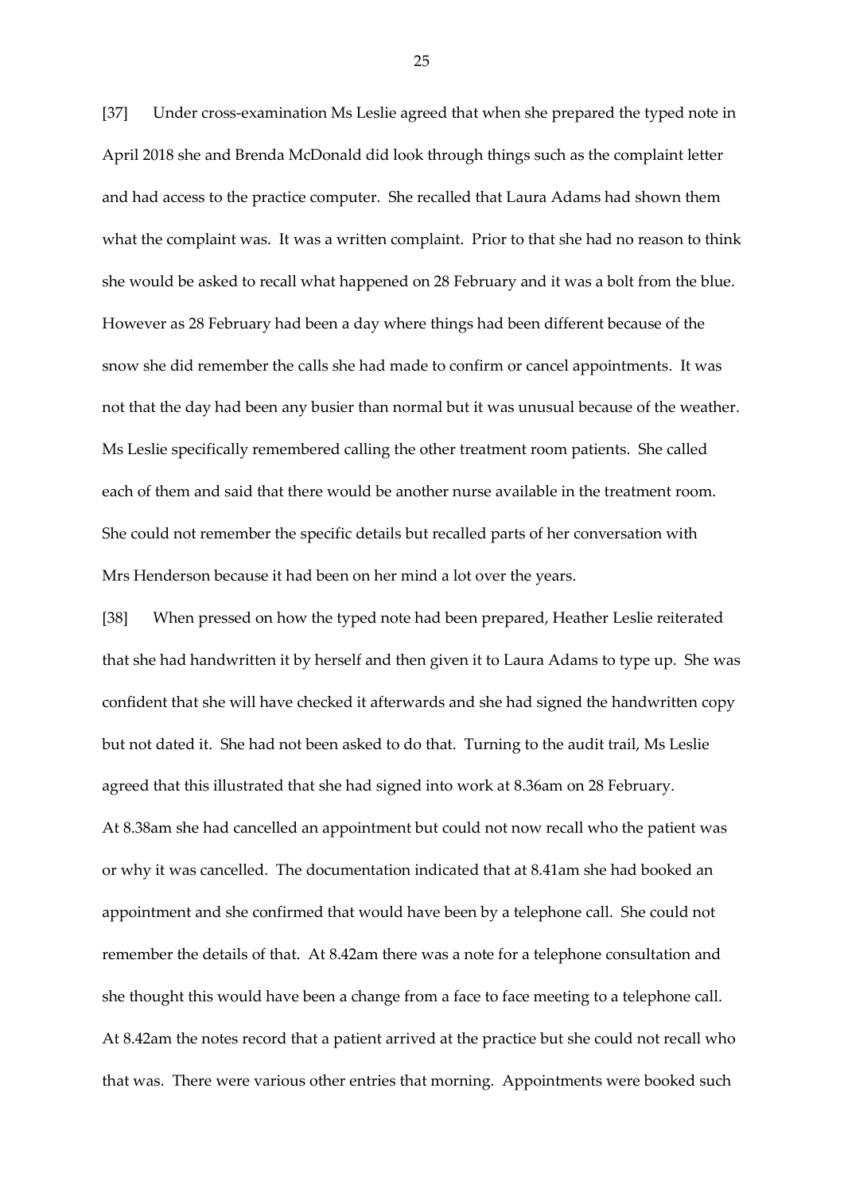[37] Under cross-examination Ms Leslie agreed that when she prepared the typed note in April 2018 she and Brenda McDonald did look through things such as the complaint letter and had access to the practice computer. She recalled that Laura Adams had shown them what the complaint was. It was a written complaint. Prior to that she had no reason to think she would be asked to recall what happened on 28 February and it was a bolt from the blue. However as 28 February had been a day where things had been different because of the snow she did remember the calls she had made to confirm or cancel appointments. It was not that the day had been any busier than normal but it was unusual because of the weather. Ms Leslie specifically remembered calling the other treatment room patients. She called each of them and said that there would be another nurse available in the treatment room. She could not remember the specific details but recalled parts of her conversation with Mrs Henderson because it had been on her mind a lot over the years.

[38] When pressed on how the typed note had been prepared, Heather Leslie reiterated that she had handwritten it by herself and then given it to Laura Adams to type up. She was confident that she will have checked it afterwards and she had signed the handwritten copy but not dated it. She had not been asked to do that. Turning to the audit trail, Ms Leslie agreed that this illustrated that she had signed into work at 8.36am on 28 February. At 8.38am she had cancelled an appointment but could not now recall who the patient was or why it was cancelled. The documentation indicated that at 8.41am she had booked an appointment and she confirmed that would have been by a telephone call. She could not remember the details of that. At 8.42am there was a note for a telephone consultation and she thought this would have been a change from a face to face meeting to a telephone call. At 8.42am the notes record that a patient arrived at the practice but she could not recall who that was. There were various other entries that morning. Appointments were booked such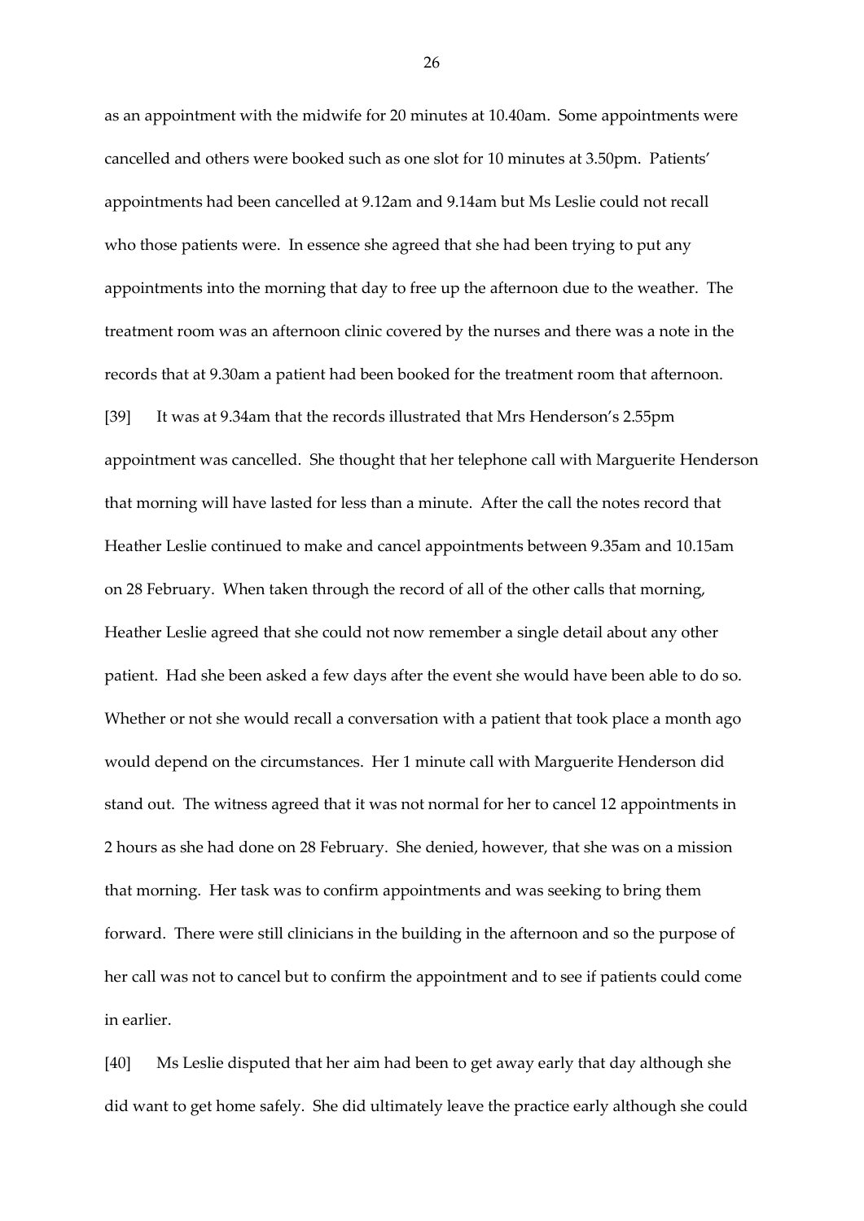as an appointment with the midwife for 20 minutes at 10.40am. Some appointments were cancelled and others were booked such as one slot for 10 minutes at 3.50pm. Patients' appointments had been cancelled at 9.12am and 9.14am but Ms Leslie could not recall who those patients were. In essence she agreed that she had been trying to put any appointments into the morning that day to free up the afternoon due to the weather. The treatment room was an afternoon clinic covered by the nurses and there was a note in the records that at 9.30am a patient had been booked for the treatment room that afternoon.

[39] It was at 9.34am that the records illustrated that Mrs Henderson's 2.55pm appointment was cancelled. She thought that her telephone call with Marguerite Henderson that morning will have lasted for less than a minute. After the call the notes record that Heather Leslie continued to make and cancel appointments between 9.35am and 10.15am on 28 February. When taken through the record of all of the other calls that morning, Heather Leslie agreed that she could not now remember a single detail about any other patient. Had she been asked a few days after the event she would have been able to do so. Whether or not she would recall a conversation with a patient that took place a month ago would depend on the circumstances. Her 1 minute call with Marguerite Henderson did stand out. The witness agreed that it was not normal for her to cancel 12 appointments in 2 hours as she had done on 28 February. She denied, however, that she was on a mission that morning. Her task was to confirm appointments and was seeking to bring them forward. There were still clinicians in the building in the afternoon and so the purpose of her call was not to cancel but to confirm the appointment and to see if patients could come in earlier.

[40] Ms Leslie disputed that her aim had been to get away early that day although she did want to get home safely. She did ultimately leave the practice early although she could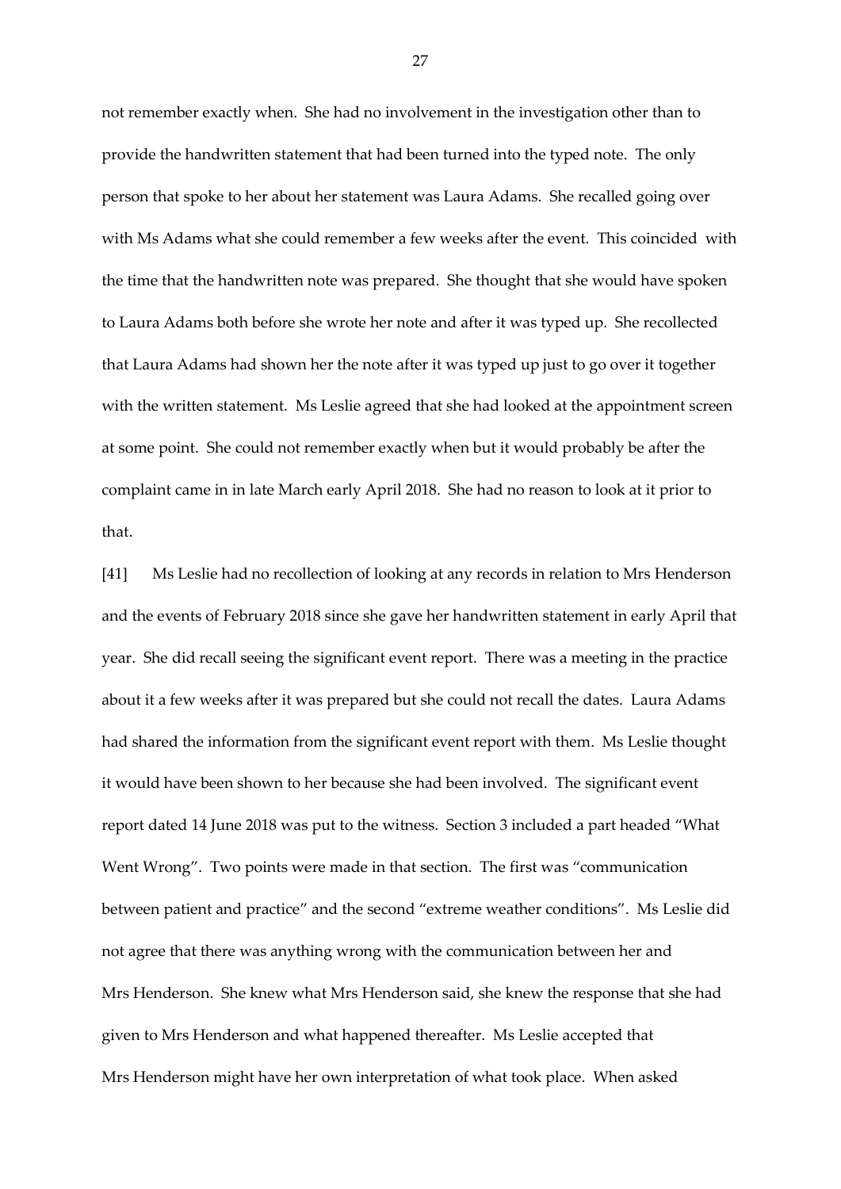not remember exactly when. She had no involvement in the investigation other than to provide the handwritten statement that had been turned into the typed note. The only person that spoke to her about her statement was Laura Adams. She recalled going over with Ms Adams what she could remember a few weeks after the event. This coincided with the time that the handwritten note was prepared. She thought that she would have spoken to Laura Adams both before she wrote her note and after it was typed up. She recollected that Laura Adams had shown her the note after it was typed up just to go over it together with the written statement. Ms Leslie agreed that she had looked at the appointment screen at some point. She could not remember exactly when but it would probably be after the complaint came in in late March early April 2018. She had no reason to look at it prior to that.

[41] Ms Leslie had no recollection of looking at any records in relation to Mrs Henderson and the events of February 2018 since she gave her handwritten statement in early April that year. She did recall seeing the significant event report. There was a meeting in the practice about it a few weeks after it was prepared but she could not recall the dates. Laura Adams had shared the information from the significant event report with them. Ms Leslie thought it would have been shown to her because she had been involved. The significant event report dated 14 June 2018 was put to the witness. Section 3 included a part headed "What Went Wrong". Two points were made in that section. The first was "communication between patient and practice" and the second "extreme weather conditions". Ms Leslie did not agree that there was anything wrong with the communication between her and Mrs Henderson. She knew what Mrs Henderson said, she knew the response that she had given to Mrs Henderson and what happened thereafter. Ms Leslie accepted that Mrs Henderson might have her own interpretation of what took place. When asked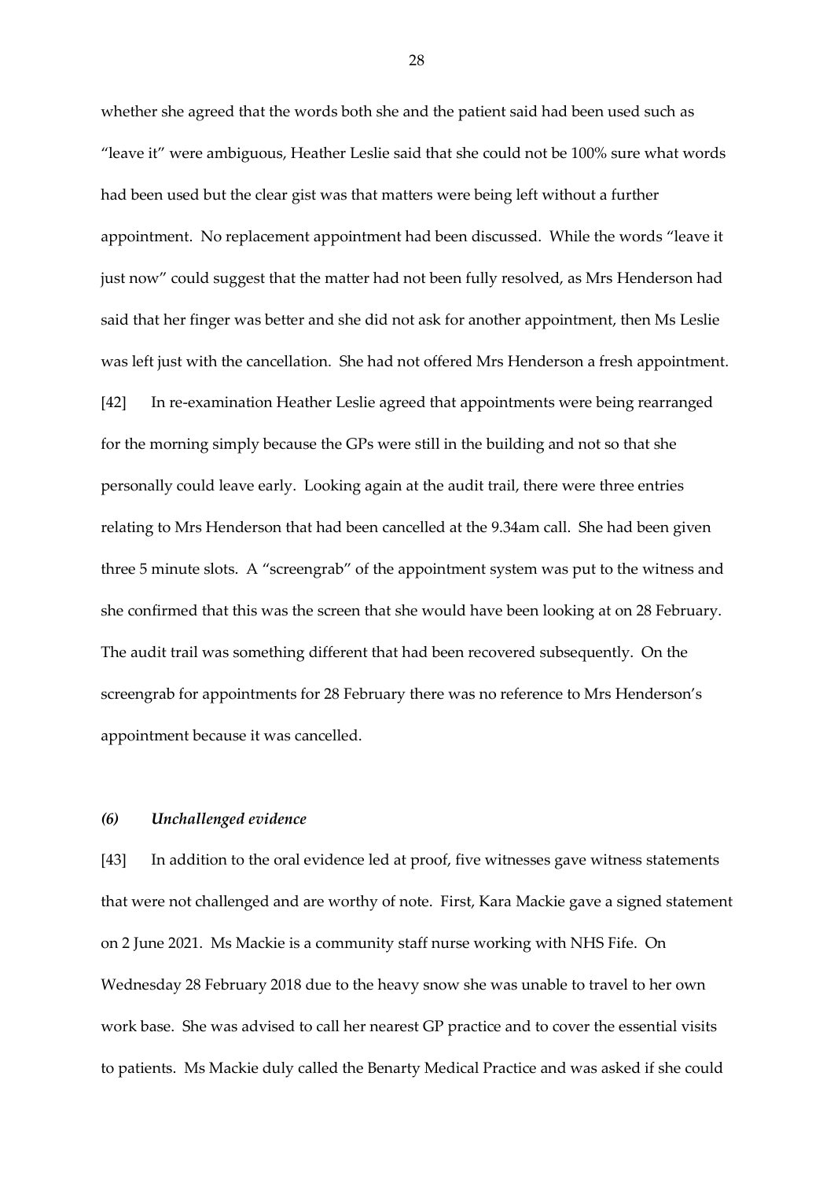whether she agreed that the words both she and the patient said had been used such as "leave it" were ambiguous, Heather Leslie said that she could not be 100% sure what words had been used but the clear gist was that matters were being left without a further appointment. No replacement appointment had been discussed. While the words "leave it just now" could suggest that the matter had not been fully resolved, as Mrs Henderson had said that her finger was better and she did not ask for another appointment, then Ms Leslie was left just with the cancellation. She had not offered Mrs Henderson a fresh appointment.

[42] In re-examination Heather Leslie agreed that appointments were being rearranged for the morning simply because the GPs were still in the building and not so that she personally could leave early. Looking again at the audit trail, there were three entries relating to Mrs Henderson that had been cancelled at the 9.34am call. She had been given three 5 minute slots. A "screengrab" of the appointment system was put to the witness and she confirmed that this was the screen that she would have been looking at on 28 February. The audit trail was something different that had been recovered subsequently. On the screengrab for appointments for 28 February there was no reference to Mrs Henderson's appointment because it was cancelled.

### *(6) Unchallenged evidence*

[43] In addition to the oral evidence led at proof, five witnesses gave witness statements that were not challenged and are worthy of note. First, Kara Mackie gave a signed statement on 2 June 2021. Ms Mackie is a community staff nurse working with NHS Fife. On Wednesday 28 February 2018 due to the heavy snow she was unable to travel to her own work base. She was advised to call her nearest GP practice and to cover the essential visits to patients. Ms Mackie duly called the Benarty Medical Practice and was asked if she could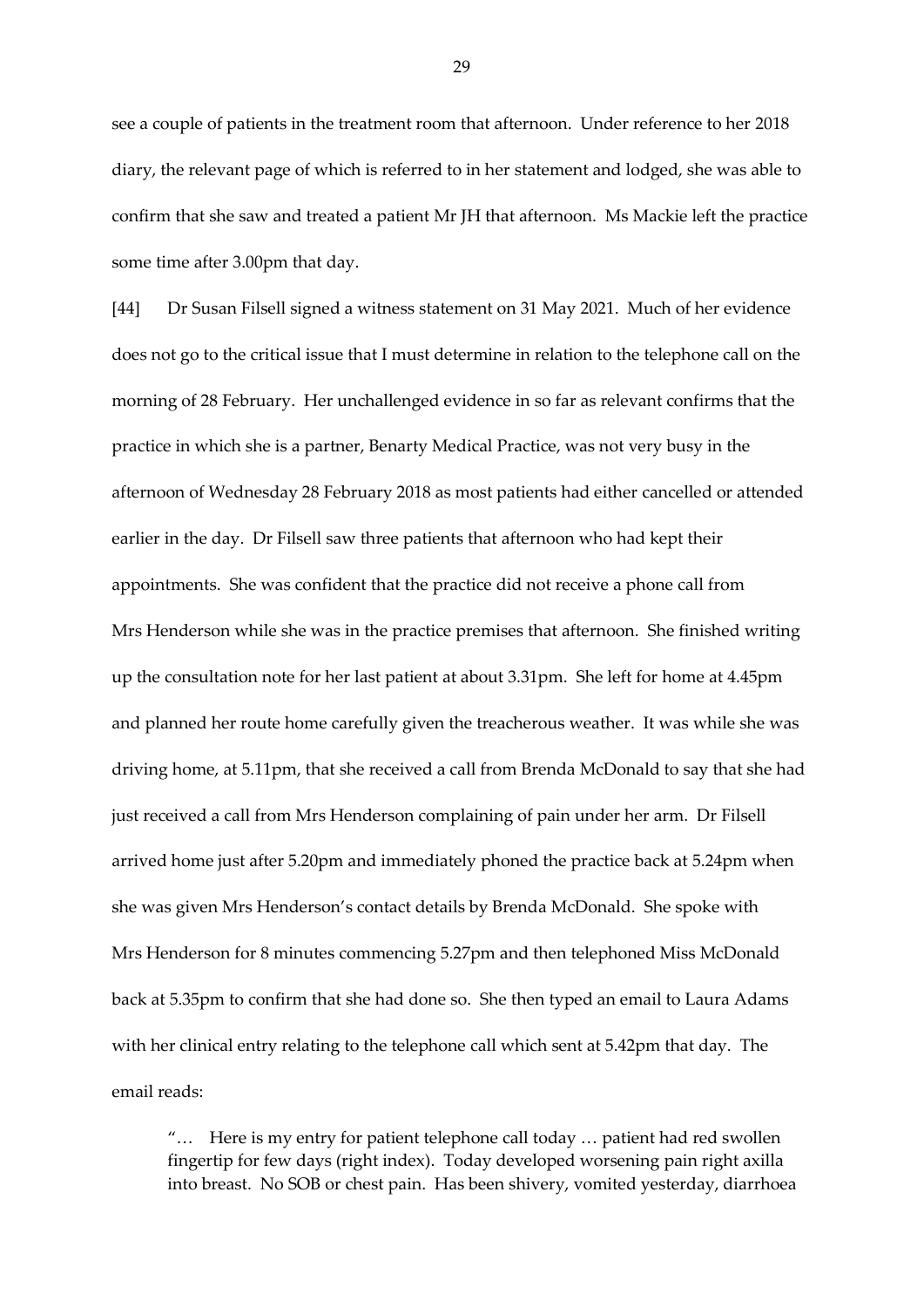see a couple of patients in the treatment room that afternoon. Under reference to her 2018 diary, the relevant page of which is referred to in her statement and lodged, she was able to confirm that she saw and treated a patient Mr JH that afternoon. Ms Mackie left the practice some time after 3.00pm that day.

[44] Dr Susan Filsell signed a witness statement on 31 May 2021. Much of her evidence does not go to the critical issue that I must determine in relation to the telephone call on the morning of 28 February. Her unchallenged evidence in so far as relevant confirms that the practice in which she is a partner, Benarty Medical Practice, was not very busy in the afternoon of Wednesday 28 February 2018 as most patients had either cancelled or attended earlier in the day. Dr Filsell saw three patients that afternoon who had kept their appointments. She was confident that the practice did not receive a phone call from Mrs Henderson while she was in the practice premises that afternoon. She finished writing up the consultation note for her last patient at about 3.31pm. She left for home at 4.45pm and planned her route home carefully given the treacherous weather. It was while she was driving home, at 5.11pm, that she received a call from Brenda McDonald to say that she had just received a call from Mrs Henderson complaining of pain under her arm. Dr Filsell arrived home just after 5.20pm and immediately phoned the practice back at 5.24pm when she was given Mrs Henderson's contact details by Brenda McDonald. She spoke with Mrs Henderson for 8 minutes commencing 5.27pm and then telephoned Miss McDonald back at 5.35pm to confirm that she had done so. She then typed an email to Laura Adams with her clinical entry relating to the telephone call which sent at 5.42pm that day. The email reads:

> "… Here is my entry for patient telephone call today … patient had red swollen fingertip for few days (right index). Today developed worsening pain right axilla into breast. No SOB or chest pain. Has been shivery, vomited yesterday, diarrhoea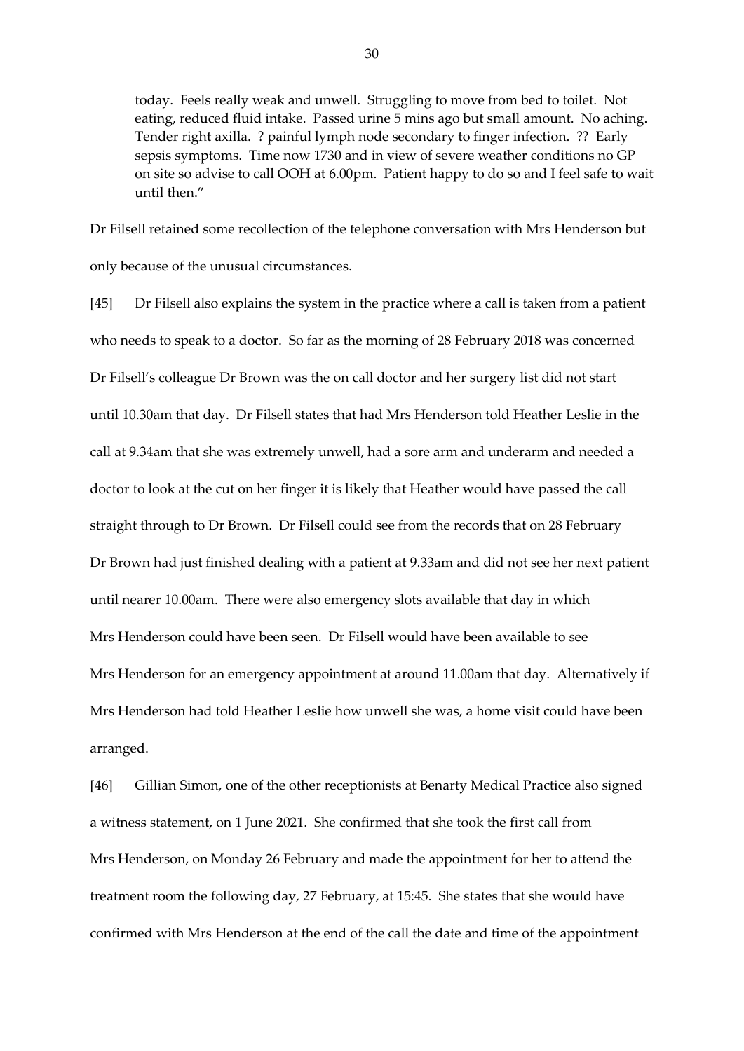today. Feels really weak and unwell. Struggling to move from bed to toilet. Not eating, reduced fluid intake. Passed urine 5 mins ago but small amount. No aching. Tender right axilla. ? painful lymph node secondary to finger infection. ?? Early sepsis symptoms. Time now 1730 and in view of severe weather conditions no GP on site so advise to call OOH at 6.00pm. Patient happy to do so and I feel safe to wait until then."

Dr Filsell retained some recollection of the telephone conversation with Mrs Henderson but only because of the unusual circumstances.

[45] Dr Filsell also explains the system in the practice where a call is taken from a patient who needs to speak to a doctor. So far as the morning of 28 February 2018 was concerned Dr Filsell's colleague Dr Brown was the on call doctor and her surgery list did not start until 10.30am that day. Dr Filsell states that had Mrs Henderson told Heather Leslie in the call at 9.34am that she was extremely unwell, had a sore arm and underarm and needed a doctor to look at the cut on her finger it is likely that Heather would have passed the call straight through to Dr Brown. Dr Filsell could see from the records that on 28 February Dr Brown had just finished dealing with a patient at 9.33am and did not see her next patient until nearer 10.00am. There were also emergency slots available that day in which Mrs Henderson could have been seen. Dr Filsell would have been available to see Mrs Henderson for an emergency appointment at around 11.00am that day. Alternatively if Mrs Henderson had told Heather Leslie how unwell she was, a home visit could have been arranged.

[46] Gillian Simon, one of the other receptionists at Benarty Medical Practice also signed a witness statement, on 1 June 2021. She confirmed that she took the first call from Mrs Henderson, on Monday 26 February and made the appointment for her to attend the treatment room the following day, 27 February, at 15:45. She states that she would have confirmed with Mrs Henderson at the end of the call the date and time of the appointment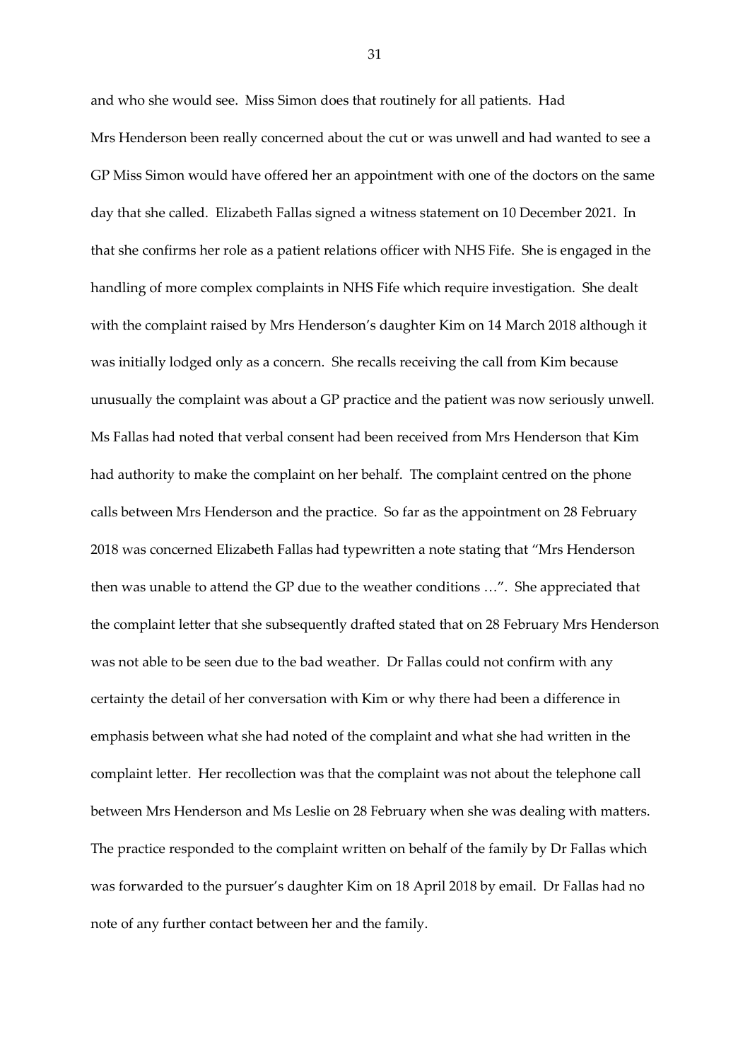and who she would see. Miss Simon does that routinely for all patients. Had Mrs Henderson been really concerned about the cut or was unwell and had wanted to see a GP Miss Simon would have offered her an appointment with one of the doctors on the same day that she called. Elizabeth Fallas signed a witness statement on 10 December 2021. In that she confirms her role as a patient relations officer with NHS Fife. She is engaged in the handling of more complex complaints in NHS Fife which require investigation. She dealt with the complaint raised by Mrs Henderson's daughter Kim on 14 March 2018 although it was initially lodged only as a concern. She recalls receiving the call from Kim because unusually the complaint was about a GP practice and the patient was now seriously unwell. Ms Fallas had noted that verbal consent had been received from Mrs Henderson that Kim had authority to make the complaint on her behalf. The complaint centred on the phone calls between Mrs Henderson and the practice. So far as the appointment on 28 February 2018 was concerned Elizabeth Fallas had typewritten a note stating that "Mrs Henderson then was unable to attend the GP due to the weather conditions …". She appreciated that the complaint letter that she subsequently drafted stated that on 28 February Mrs Henderson was not able to be seen due to the bad weather. Dr Fallas could not confirm with any certainty the detail of her conversation with Kim or why there had been a difference in emphasis between what she had noted of the complaint and what she had written in the complaint letter. Her recollection was that the complaint was not about the telephone call between Mrs Henderson and Ms Leslie on 28 February when she was dealing with matters. The practice responded to the complaint written on behalf of the family by Dr Fallas which was forwarded to the pursuer's daughter Kim on 18 April 2018 by email. Dr Fallas had no note of any further contact between her and the family.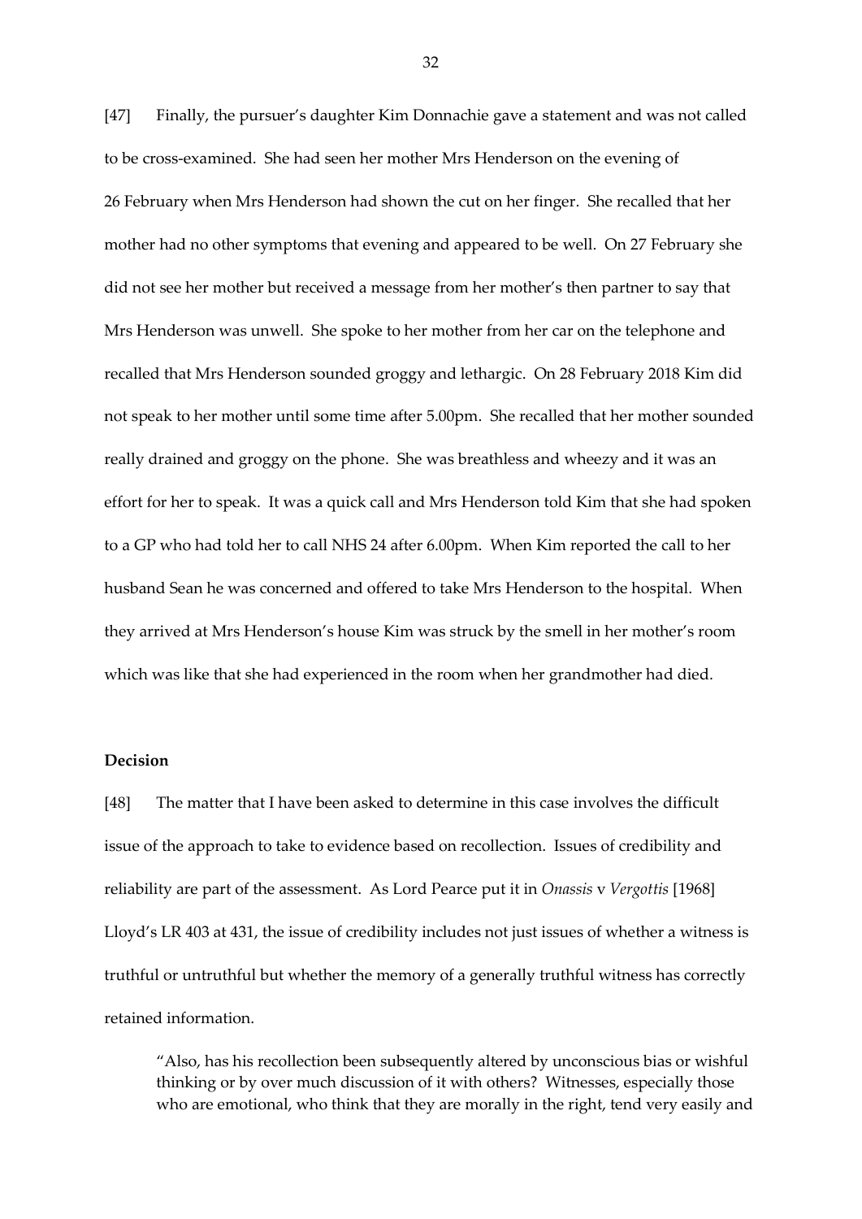[47] Finally, the pursuer's daughter Kim Donnachie gave a statement and was not called to be cross-examined. She had seen her mother Mrs Henderson on the evening of 26 February when Mrs Henderson had shown the cut on her finger. She recalled that her mother had no other symptoms that evening and appeared to be well. On 27 February she did not see her mother but received a message from her mother's then partner to say that Mrs Henderson was unwell. She spoke to her mother from her car on the telephone and recalled that Mrs Henderson sounded groggy and lethargic. On 28 February 2018 Kim did not speak to her mother until some time after 5.00pm. She recalled that her mother sounded really drained and groggy on the phone. She was breathless and wheezy and it was an effort for her to speak. It was a quick call and Mrs Henderson told Kim that she had spoken to a GP who had told her to call NHS 24 after 6.00pm. When Kim reported the call to her husband Sean he was concerned and offered to take Mrs Henderson to the hospital. When they arrived at Mrs Henderson's house Kim was struck by the smell in her mother's room which was like that she had experienced in the room when her grandmother had died.

**Decision**

[48] The matter that I have been asked to determine in this case involves the difficult issue of the approach to take to evidence based on recollection. Issues of credibility and reliability are part of the assessment. As Lord Pearce put it in *Onassis* v *Vergottis* [1968] Lloyd's LR 403 at 431, the issue of credibility includes not just issues of whether a witness is truthful or untruthful but whether the memory of a generally truthful witness has correctly retained information.

> "Also, has his recollection been subsequently altered by unconscious bias or wishful thinking or by over much discussion of it with others? Witnesses, especially those who are emotional, who think that they are morally in the right, tend very easily and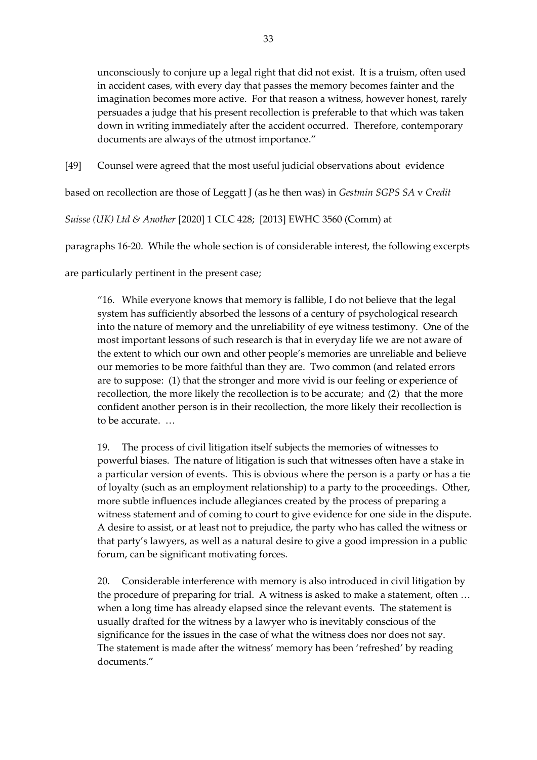unconsciously to conjure up a legal right that did not exist. It is a truism, often used in accident cases, with every day that passes the memory becomes fainter and the imagination becomes more active. For that reason a witness, however honest, rarely persuades a judge that his present recollection is preferable to that which was taken down in writing immediately after the accident occurred. Therefore, contemporary documents are always of the utmost importance."

[49] Counsel were agreed that the most useful judicial observations about evidence based on recollection are those of Leggatt J (as he then was) in *Gestmin SGPS SA* v *Credit Suisse (UK) Ltd & Another* [2020] 1 CLC 428; [2013] EWHC 3560 (Comm) at paragraphs 16-20. While the whole section is of considerable interest, the following excerpts are particularly pertinent in the present case;

> "16. While everyone knows that memory is fallible, I do not believe that the legal system has sufficiently absorbed the lessons of a century of psychological research into the nature of memory and the unreliability of eye witness testimony. One of the most important lessons of such research is that in everyday life we are not aware of the extent to which our own and other people's memories are unreliable and believe our memories to be more faithful than they are. Two common (and related errors are to suppose: (1) that the stronger and more vivid is our feeling or experience of recollection, the more likely the recollection is to be accurate; and (2) that the more confident another person is in their recollection, the more likely their recollection is to be accurate. …
>
> 19. The process of civil litigation itself subjects the memories of witnesses to powerful biases. The nature of litigation is such that witnesses often have a stake in a particular version of events. This is obvious where the person is a party or has a tie of loyalty (such as an employment relationship) to a party to the proceedings. Other, more subtle influences include allegiances created by the process of preparing a witness statement and of coming to court to give evidence for one side in the dispute. A desire to assist, or at least not to prejudice, the party who has called the witness or that party's lawyers, as well as a natural desire to give a good impression in a public forum, can be significant motivating forces.
>
> 20. Considerable interference with memory is also introduced in civil litigation by the procedure of preparing for trial. A witness is asked to make a statement, often … when a long time has already elapsed since the relevant events. The statement is usually drafted for the witness by a lawyer who is inevitably conscious of the significance for the issues in the case of what the witness does nor does not say. The statement is made after the witness' memory has been 'refreshed' by reading documents."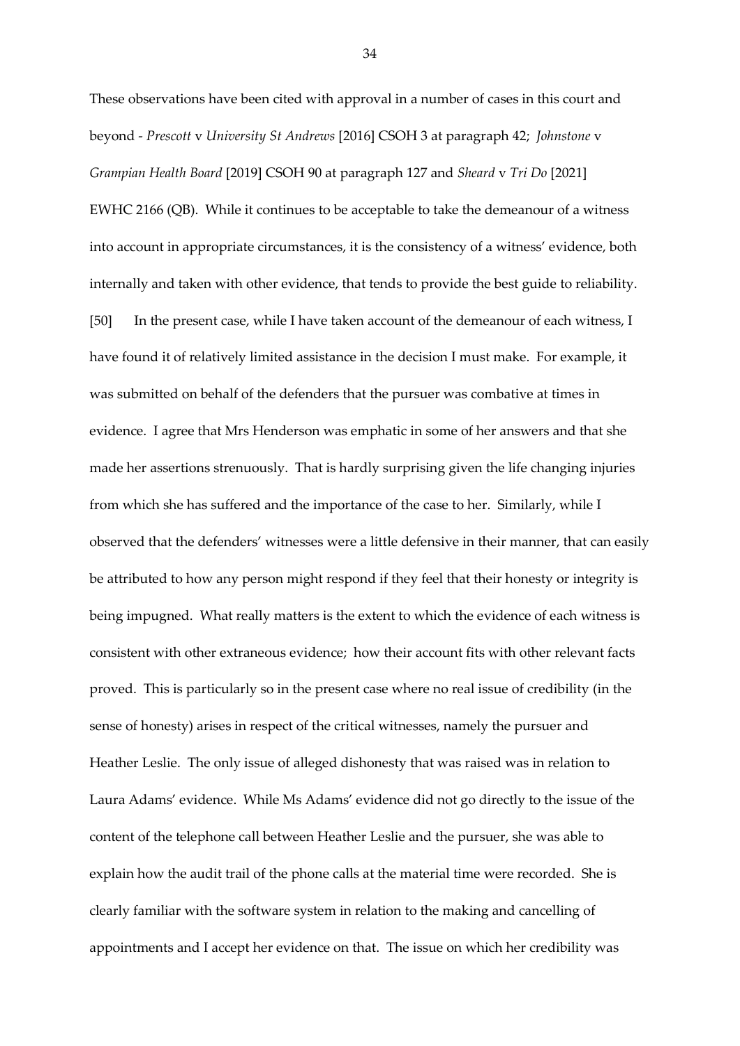These observations have been cited with approval in a number of cases in this court and beyond - *Prescott* v *University St Andrews* [2016] CSOH 3 at paragraph 42; *Johnstone* v *Grampian Health Board* [2019] CSOH 90 at paragraph 127 and *Sheard* v *Tri Do* [2021] EWHC 2166 (QB). While it continues to be acceptable to take the demeanour of a witness into account in appropriate circumstances, it is the consistency of a witness' evidence, both internally and taken with other evidence, that tends to provide the best guide to reliability.

[50] In the present case, while I have taken account of the demeanour of each witness, I have found it of relatively limited assistance in the decision I must make. For example, it was submitted on behalf of the defenders that the pursuer was combative at times in evidence. I agree that Mrs Henderson was emphatic in some of her answers and that she made her assertions strenuously. That is hardly surprising given the life changing injuries from which she has suffered and the importance of the case to her. Similarly, while I observed that the defenders' witnesses were a little defensive in their manner, that can easily be attributed to how any person might respond if they feel that their honesty or integrity is being impugned. What really matters is the extent to which the evidence of each witness is consistent with other extraneous evidence; how their account fits with other relevant facts proved. This is particularly so in the present case where no real issue of credibility (in the sense of honesty) arises in respect of the critical witnesses, namely the pursuer and Heather Leslie. The only issue of alleged dishonesty that was raised was in relation to Laura Adams' evidence. While Ms Adams' evidence did not go directly to the issue of the content of the telephone call between Heather Leslie and the pursuer, she was able to explain how the audit trail of the phone calls at the material time were recorded. She is clearly familiar with the software system in relation to the making and cancelling of appointments and I accept her evidence on that. The issue on which her credibility was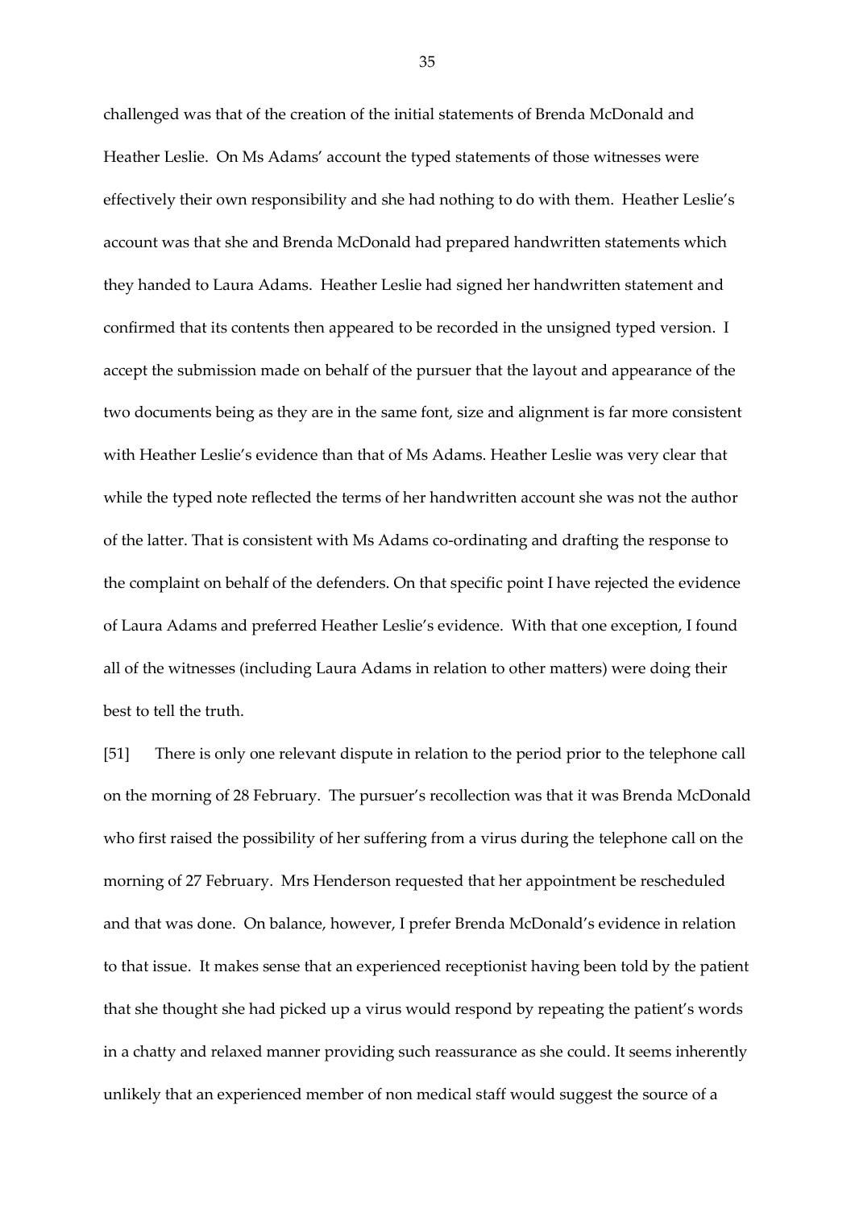challenged was that of the creation of the initial statements of Brenda McDonald and Heather Leslie. On Ms Adams' account the typed statements of those witnesses were effectively their own responsibility and she had nothing to do with them. Heather Leslie's account was that she and Brenda McDonald had prepared handwritten statements which they handed to Laura Adams. Heather Leslie had signed her handwritten statement and confirmed that its contents then appeared to be recorded in the unsigned typed version. I accept the submission made on behalf of the pursuer that the layout and appearance of the two documents being as they are in the same font, size and alignment is far more consistent with Heather Leslie's evidence than that of Ms Adams. Heather Leslie was very clear that while the typed note reflected the terms of her handwritten account she was not the author of the latter. That is consistent with Ms Adams co-ordinating and drafting the response to the complaint on behalf of the defenders. On that specific point I have rejected the evidence of Laura Adams and preferred Heather Leslie's evidence. With that one exception, I found all of the witnesses (including Laura Adams in relation to other matters) were doing their best to tell the truth.

[51] There is only one relevant dispute in relation to the period prior to the telephone call on the morning of 28 February. The pursuer's recollection was that it was Brenda McDonald who first raised the possibility of her suffering from a virus during the telephone call on the morning of 27 February. Mrs Henderson requested that her appointment be rescheduled and that was done. On balance, however, I prefer Brenda McDonald's evidence in relation to that issue. It makes sense that an experienced receptionist having been told by the patient that she thought she had picked up a virus would respond by repeating the patient's words in a chatty and relaxed manner providing such reassurance as she could. It seems inherently unlikely that an experienced member of non medical staff would suggest the source of a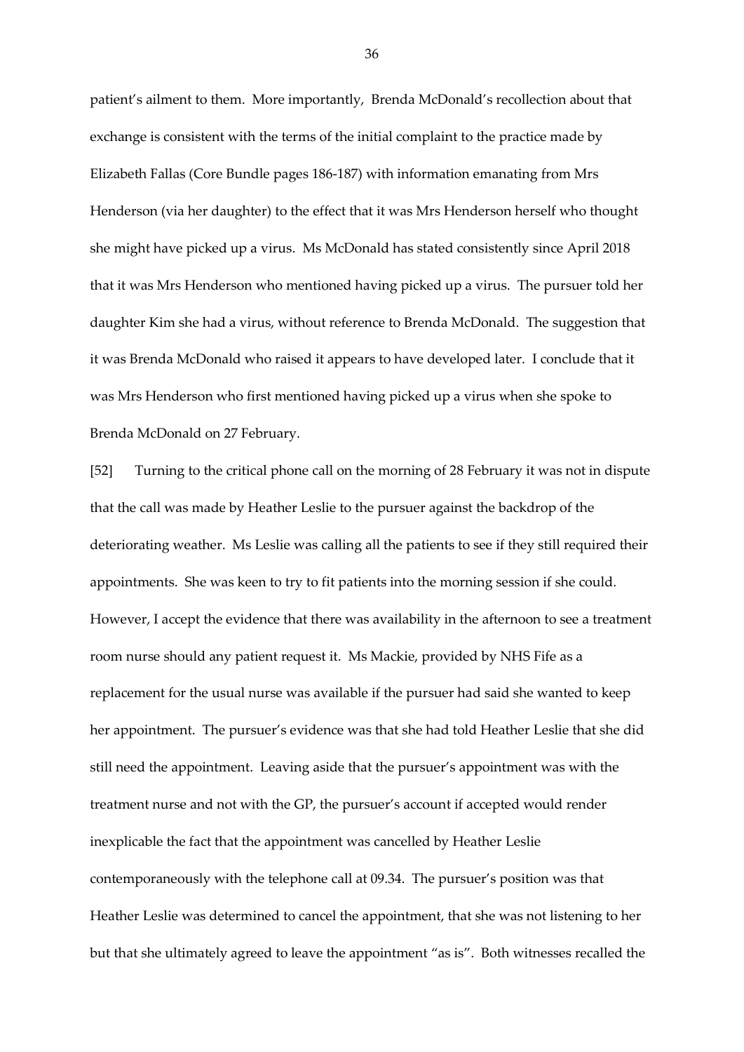patient's ailment to them. More importantly, Brenda McDonald's recollection about that exchange is consistent with the terms of the initial complaint to the practice made by Elizabeth Fallas (Core Bundle pages 186-187) with information emanating from Mrs Henderson (via her daughter) to the effect that it was Mrs Henderson herself who thought she might have picked up a virus. Ms McDonald has stated consistently since April 2018 that it was Mrs Henderson who mentioned having picked up a virus. The pursuer told her daughter Kim she had a virus, without reference to Brenda McDonald. The suggestion that it was Brenda McDonald who raised it appears to have developed later. I conclude that it was Mrs Henderson who first mentioned having picked up a virus when she spoke to Brenda McDonald on 27 February.

[52] Turning to the critical phone call on the morning of 28 February it was not in dispute that the call was made by Heather Leslie to the pursuer against the backdrop of the deteriorating weather. Ms Leslie was calling all the patients to see if they still required their appointments. She was keen to try to fit patients into the morning session if she could. However, I accept the evidence that there was availability in the afternoon to see a treatment room nurse should any patient request it. Ms Mackie, provided by NHS Fife as a replacement for the usual nurse was available if the pursuer had said she wanted to keep her appointment. The pursuer's evidence was that she had told Heather Leslie that she did still need the appointment. Leaving aside that the pursuer's appointment was with the treatment nurse and not with the GP, the pursuer's account if accepted would render inexplicable the fact that the appointment was cancelled by Heather Leslie contemporaneously with the telephone call at 09.34. The pursuer's position was that Heather Leslie was determined to cancel the appointment, that she was not listening to her but that she ultimately agreed to leave the appointment "as is". Both witnesses recalled the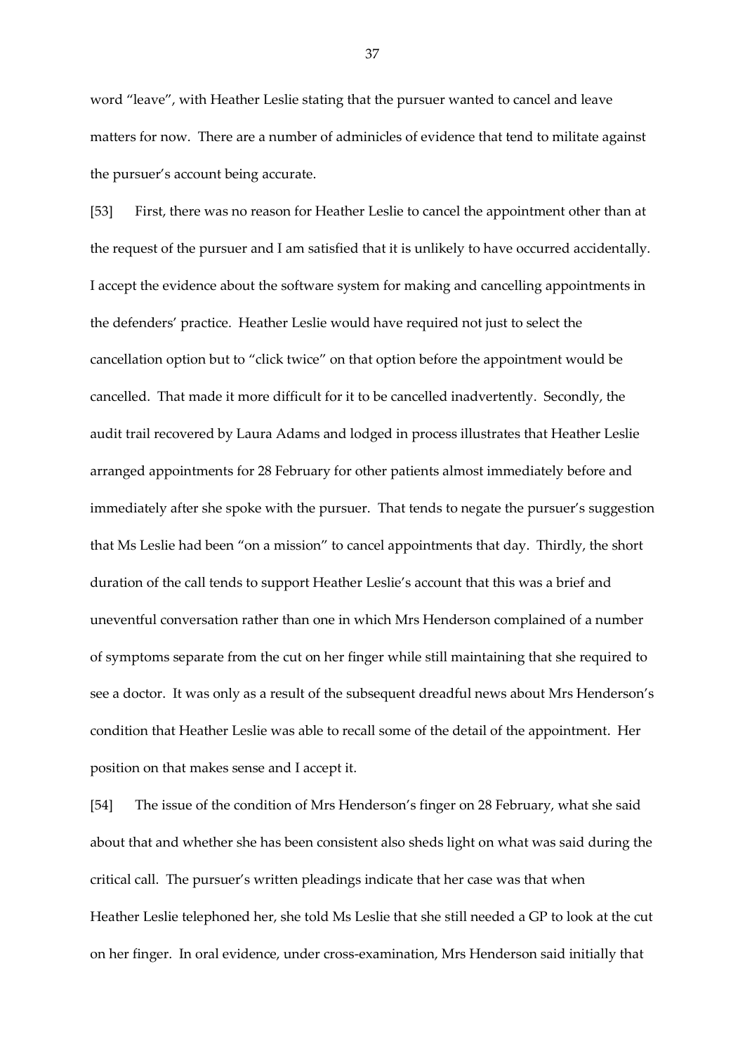word "leave", with Heather Leslie stating that the pursuer wanted to cancel and leave matters for now. There are a number of adminicles of evidence that tend to militate against the pursuer's account being accurate.

[53] First, there was no reason for Heather Leslie to cancel the appointment other than at the request of the pursuer and I am satisfied that it is unlikely to have occurred accidentally. I accept the evidence about the software system for making and cancelling appointments in the defenders' practice. Heather Leslie would have required not just to select the cancellation option but to "click twice" on that option before the appointment would be cancelled. That made it more difficult for it to be cancelled inadvertently. Secondly, the audit trail recovered by Laura Adams and lodged in process illustrates that Heather Leslie arranged appointments for 28 February for other patients almost immediately before and immediately after she spoke with the pursuer. That tends to negate the pursuer's suggestion that Ms Leslie had been "on a mission" to cancel appointments that day. Thirdly, the short duration of the call tends to support Heather Leslie's account that this was a brief and uneventful conversation rather than one in which Mrs Henderson complained of a number of symptoms separate from the cut on her finger while still maintaining that she required to see a doctor. It was only as a result of the subsequent dreadful news about Mrs Henderson's condition that Heather Leslie was able to recall some of the detail of the appointment. Her position on that makes sense and I accept it.

[54] The issue of the condition of Mrs Henderson's finger on 28 February, what she said about that and whether she has been consistent also sheds light on what was said during the critical call. The pursuer's written pleadings indicate that her case was that when Heather Leslie telephoned her, she told Ms Leslie that she still needed a GP to look at the cut on her finger. In oral evidence, under cross-examination, Mrs Henderson said initially that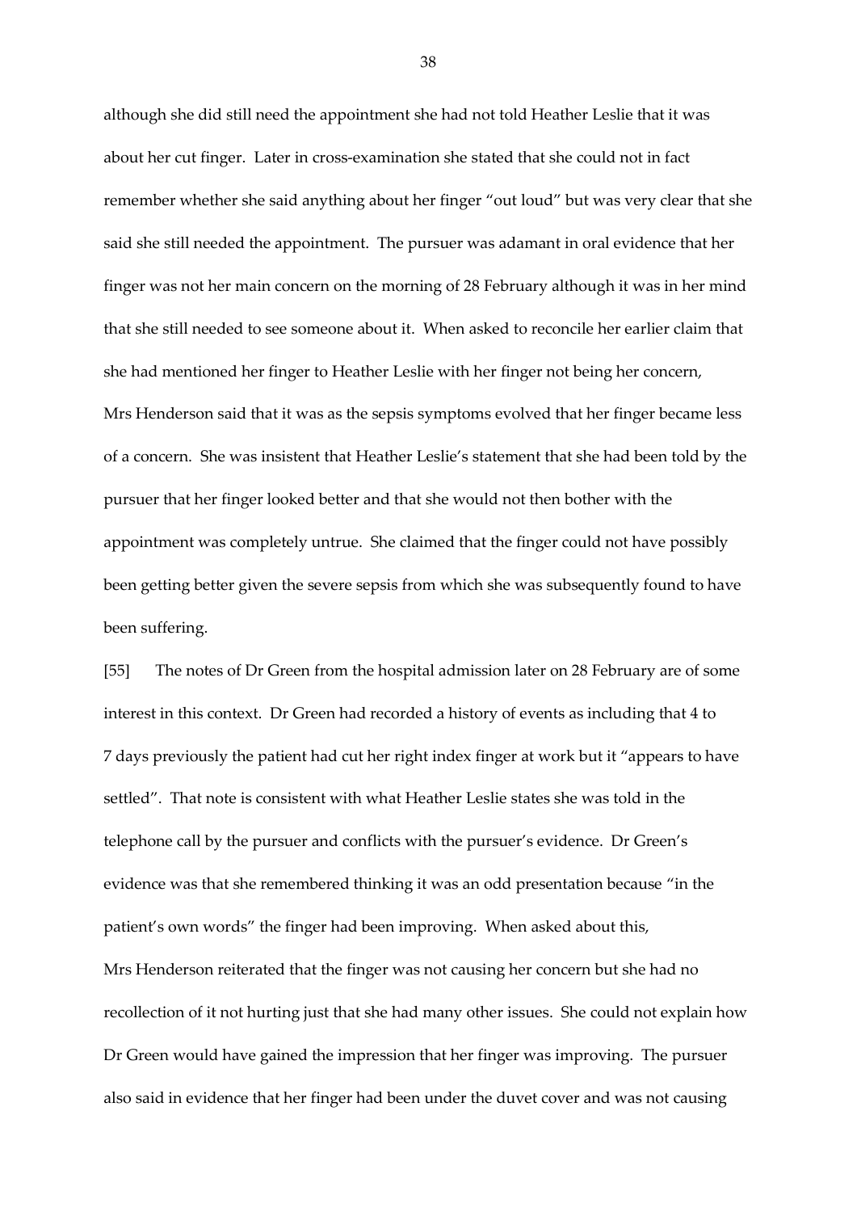although she did still need the appointment she had not told Heather Leslie that it was about her cut finger. Later in cross-examination she stated that she could not in fact remember whether she said anything about her finger "out loud" but was very clear that she said she still needed the appointment. The pursuer was adamant in oral evidence that her finger was not her main concern on the morning of 28 February although it was in her mind that she still needed to see someone about it. When asked to reconcile her earlier claim that she had mentioned her finger to Heather Leslie with her finger not being her concern, Mrs Henderson said that it was as the sepsis symptoms evolved that her finger became less of a concern. She was insistent that Heather Leslie's statement that she had been told by the pursuer that her finger looked better and that she would not then bother with the appointment was completely untrue. She claimed that the finger could not have possibly been getting better given the severe sepsis from which she was subsequently found to have been suffering.

[55] The notes of Dr Green from the hospital admission later on 28 February are of some interest in this context. Dr Green had recorded a history of events as including that 4 to 7 days previously the patient had cut her right index finger at work but it "appears to have settled". That note is consistent with what Heather Leslie states she was told in the telephone call by the pursuer and conflicts with the pursuer's evidence. Dr Green's evidence was that she remembered thinking it was an odd presentation because "in the patient's own words" the finger had been improving. When asked about this, Mrs Henderson reiterated that the finger was not causing her concern but she had no recollection of it not hurting just that she had many other issues. She could not explain how Dr Green would have gained the impression that her finger was improving. The pursuer also said in evidence that her finger had been under the duvet cover and was not causing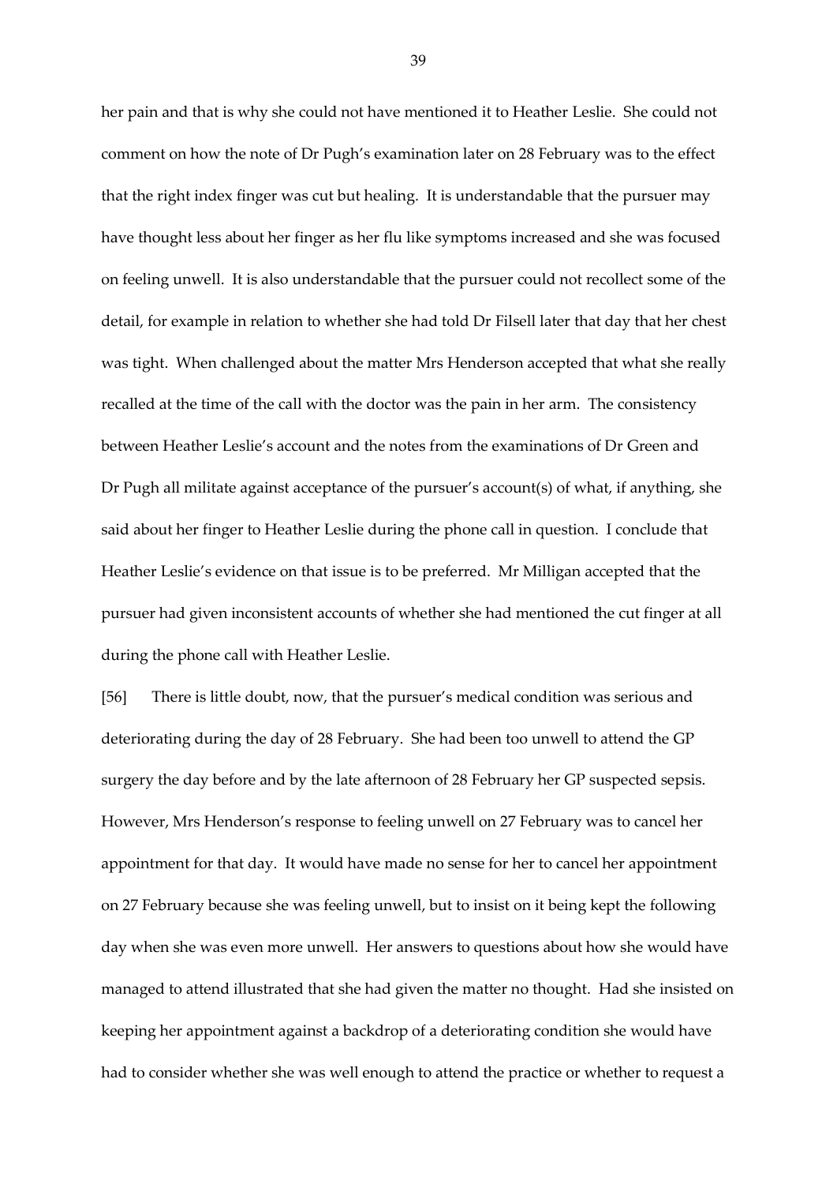her pain and that is why she could not have mentioned it to Heather Leslie. She could not comment on how the note of Dr Pugh's examination later on 28 February was to the effect that the right index finger was cut but healing. It is understandable that the pursuer may have thought less about her finger as her flu like symptoms increased and she was focused on feeling unwell. It is also understandable that the pursuer could not recollect some of the detail, for example in relation to whether she had told Dr Filsell later that day that her chest was tight. When challenged about the matter Mrs Henderson accepted that what she really recalled at the time of the call with the doctor was the pain in her arm. The consistency between Heather Leslie's account and the notes from the examinations of Dr Green and Dr Pugh all militate against acceptance of the pursuer's account(s) of what, if anything, she said about her finger to Heather Leslie during the phone call in question. I conclude that Heather Leslie's evidence on that issue is to be preferred. Mr Milligan accepted that the pursuer had given inconsistent accounts of whether she had mentioned the cut finger at all during the phone call with Heather Leslie.

[56] There is little doubt, now, that the pursuer's medical condition was serious and deteriorating during the day of 28 February. She had been too unwell to attend the GP surgery the day before and by the late afternoon of 28 February her GP suspected sepsis. However, Mrs Henderson's response to feeling unwell on 27 February was to cancel her appointment for that day. It would have made no sense for her to cancel her appointment on 27 February because she was feeling unwell, but to insist on it being kept the following day when she was even more unwell. Her answers to questions about how she would have managed to attend illustrated that she had given the matter no thought. Had she insisted on keeping her appointment against a backdrop of a deteriorating condition she would have had to consider whether she was well enough to attend the practice or whether to request a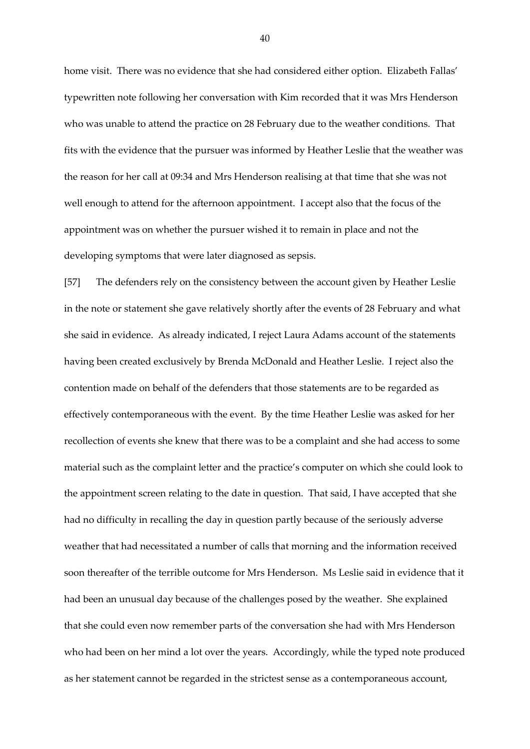home visit. There was no evidence that she had considered either option. Elizabeth Fallas' typewritten note following her conversation with Kim recorded that it was Mrs Henderson who was unable to attend the practice on 28 February due to the weather conditions. That fits with the evidence that the pursuer was informed by Heather Leslie that the weather was the reason for her call at 09:34 and Mrs Henderson realising at that time that she was not well enough to attend for the afternoon appointment. I accept also that the focus of the appointment was on whether the pursuer wished it to remain in place and not the developing symptoms that were later diagnosed as sepsis.

[57] The defenders rely on the consistency between the account given by Heather Leslie in the note or statement she gave relatively shortly after the events of 28 February and what she said in evidence. As already indicated, I reject Laura Adams account of the statements having been created exclusively by Brenda McDonald and Heather Leslie. I reject also the contention made on behalf of the defenders that those statements are to be regarded as effectively contemporaneous with the event. By the time Heather Leslie was asked for her recollection of events she knew that there was to be a complaint and she had access to some material such as the complaint letter and the practice's computer on which she could look to the appointment screen relating to the date in question. That said, I have accepted that she had no difficulty in recalling the day in question partly because of the seriously adverse weather that had necessitated a number of calls that morning and the information received soon thereafter of the terrible outcome for Mrs Henderson. Ms Leslie said in evidence that it had been an unusual day because of the challenges posed by the weather. She explained that she could even now remember parts of the conversation she had with Mrs Henderson who had been on her mind a lot over the years. Accordingly, while the typed note produced as her statement cannot be regarded in the strictest sense as a contemporaneous account,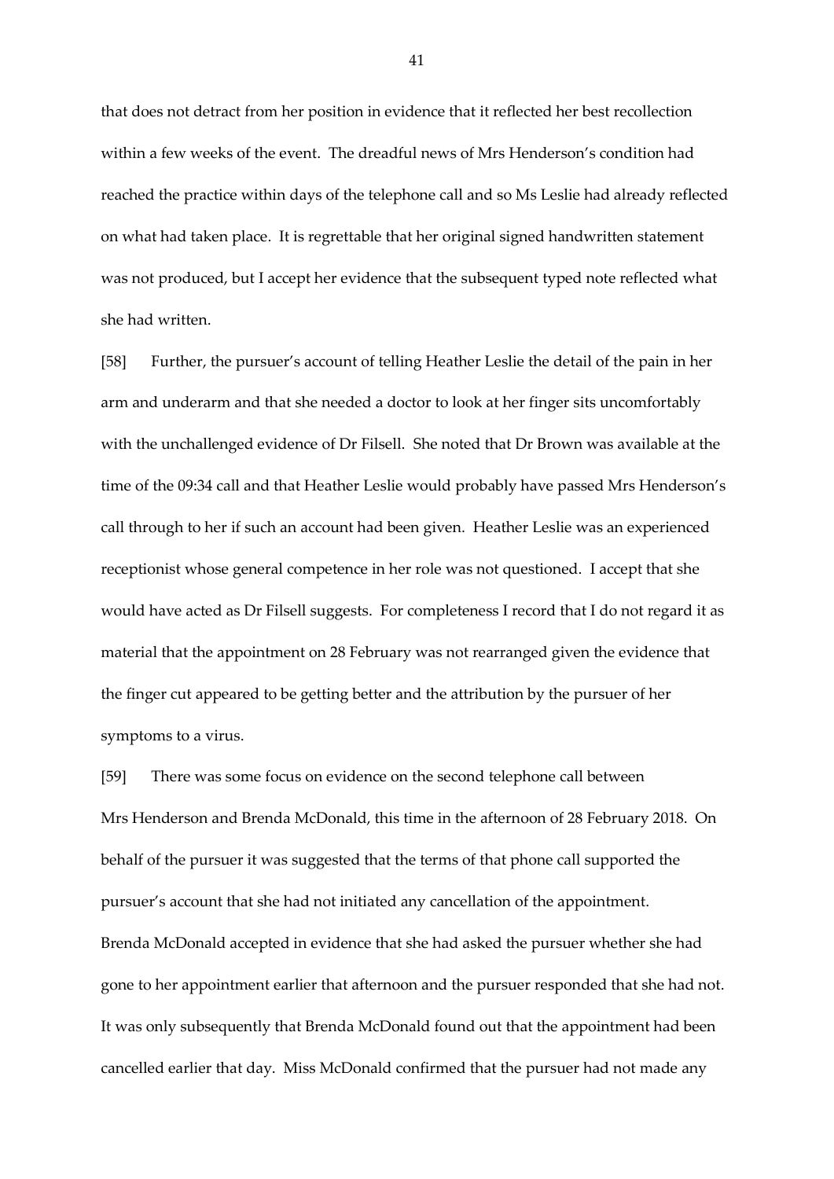that does not detract from her position in evidence that it reflected her best recollection within a few weeks of the event. The dreadful news of Mrs Henderson's condition had reached the practice within days of the telephone call and so Ms Leslie had already reflected on what had taken place. It is regrettable that her original signed handwritten statement was not produced, but I accept her evidence that the subsequent typed note reflected what she had written.

[58] Further, the pursuer's account of telling Heather Leslie the detail of the pain in her arm and underarm and that she needed a doctor to look at her finger sits uncomfortably with the unchallenged evidence of Dr Filsell. She noted that Dr Brown was available at the time of the 09:34 call and that Heather Leslie would probably have passed Mrs Henderson's call through to her if such an account had been given. Heather Leslie was an experienced receptionist whose general competence in her role was not questioned. I accept that she would have acted as Dr Filsell suggests. For completeness I record that I do not regard it as material that the appointment on 28 February was not rearranged given the evidence that the finger cut appeared to be getting better and the attribution by the pursuer of her symptoms to a virus.

[59] There was some focus on evidence on the second telephone call between Mrs Henderson and Brenda McDonald, this time in the afternoon of 28 February 2018. On behalf of the pursuer it was suggested that the terms of that phone call supported the pursuer's account that she had not initiated any cancellation of the appointment. Brenda McDonald accepted in evidence that she had asked the pursuer whether she had gone to her appointment earlier that afternoon and the pursuer responded that she had not. It was only subsequently that Brenda McDonald found out that the appointment had been cancelled earlier that day. Miss McDonald confirmed that the pursuer had not made any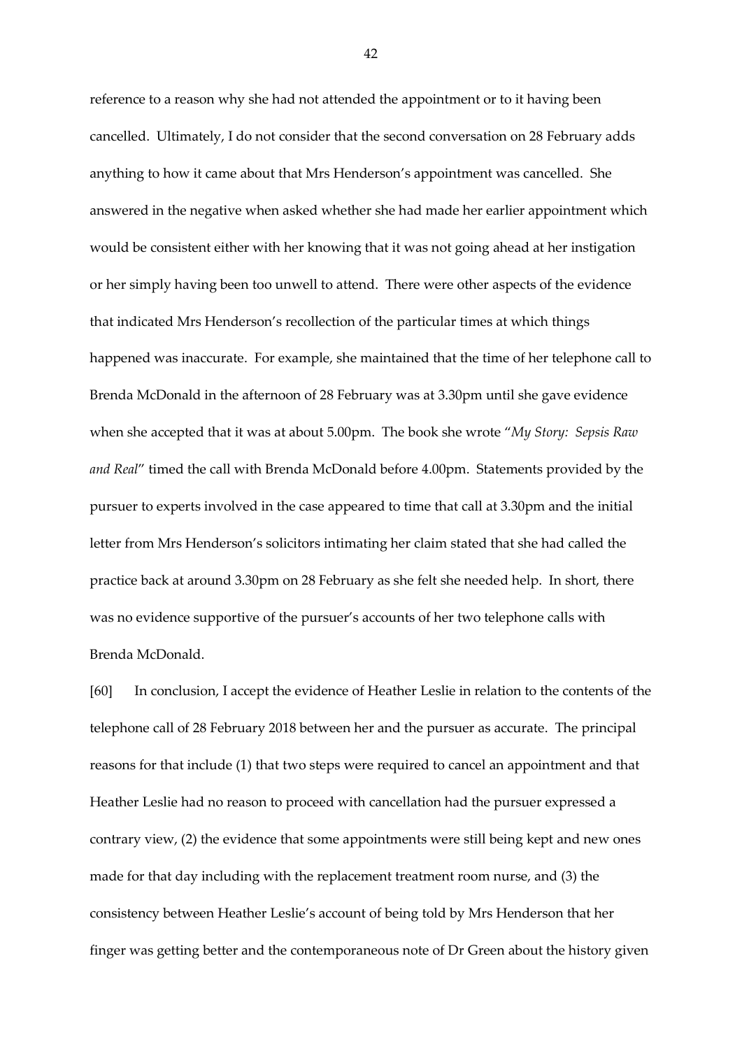reference to a reason why she had not attended the appointment or to it having been cancelled. Ultimately, I do not consider that the second conversation on 28 February adds anything to how it came about that Mrs Henderson's appointment was cancelled. She answered in the negative when asked whether she had made her earlier appointment which would be consistent either with her knowing that it was not going ahead at her instigation or her simply having been too unwell to attend. There were other aspects of the evidence that indicated Mrs Henderson's recollection of the particular times at which things happened was inaccurate. For example, she maintained that the time of her telephone call to Brenda McDonald in the afternoon of 28 February was at 3.30pm until she gave evidence when she accepted that it was at about 5.00pm. The book she wrote "*My Story: Sepsis Raw and Real*" timed the call with Brenda McDonald before 4.00pm. Statements provided by the pursuer to experts involved in the case appeared to time that call at 3.30pm and the initial letter from Mrs Henderson's solicitors intimating her claim stated that she had called the practice back at around 3.30pm on 28 February as she felt she needed help. In short, there was no evidence supportive of the pursuer's accounts of her two telephone calls with Brenda McDonald.

[60] In conclusion, I accept the evidence of Heather Leslie in relation to the contents of the telephone call of 28 February 2018 between her and the pursuer as accurate. The principal reasons for that include (1) that two steps were required to cancel an appointment and that Heather Leslie had no reason to proceed with cancellation had the pursuer expressed a contrary view, (2) the evidence that some appointments were still being kept and new ones made for that day including with the replacement treatment room nurse, and (3) the consistency between Heather Leslie's account of being told by Mrs Henderson that her finger was getting better and the contemporaneous note of Dr Green about the history given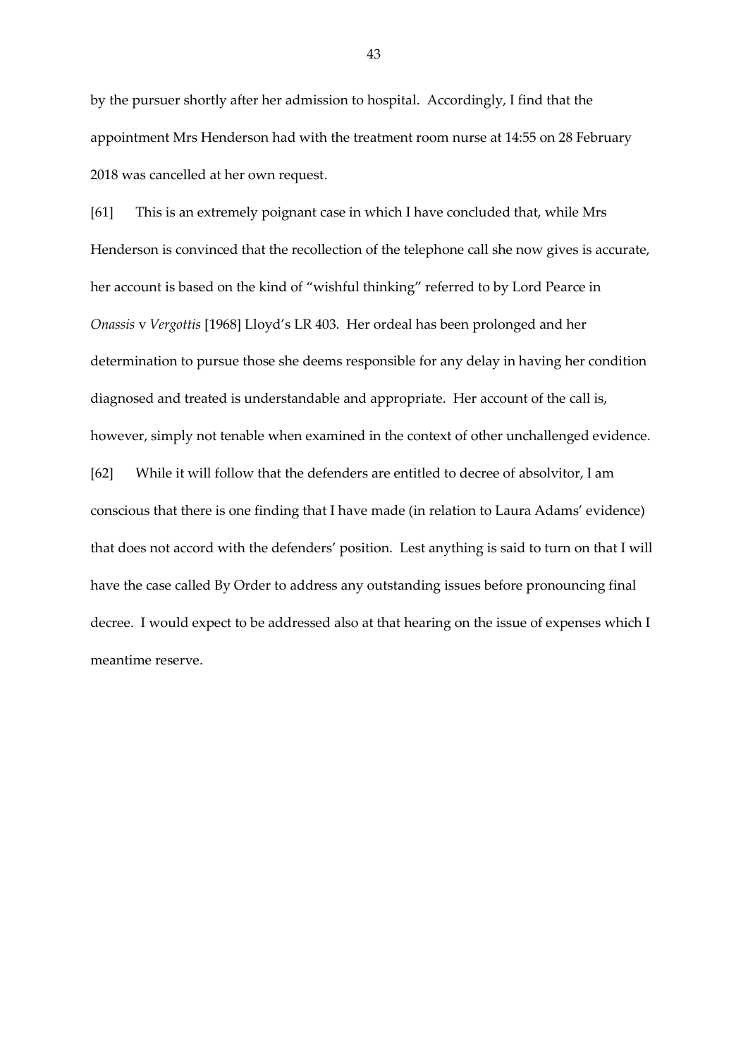by the pursuer shortly after her admission to hospital. Accordingly, I find that the appointment Mrs Henderson had with the treatment room nurse at 14:55 on 28 February 2018 was cancelled at her own request.

[61] This is an extremely poignant case in which I have concluded that, while Mrs Henderson is convinced that the recollection of the telephone call she now gives is accurate, her account is based on the kind of "wishful thinking" referred to by Lord Pearce in *Onassis* v *Vergottis* [1968] Lloyd's LR 403. Her ordeal has been prolonged and her determination to pursue those she deems responsible for any delay in having her condition diagnosed and treated is understandable and appropriate. Her account of the call is, however, simply not tenable when examined in the context of other unchallenged evidence.

[62] While it will follow that the defenders are entitled to decree of absolvitor, I am conscious that there is one finding that I have made (in relation to Laura Adams' evidence) that does not accord with the defenders' position. Lest anything is said to turn on that I will have the case called By Order to address any outstanding issues before pronouncing final decree. I would expect to be addressed also at that hearing on the issue of expenses which I meantime reserve.